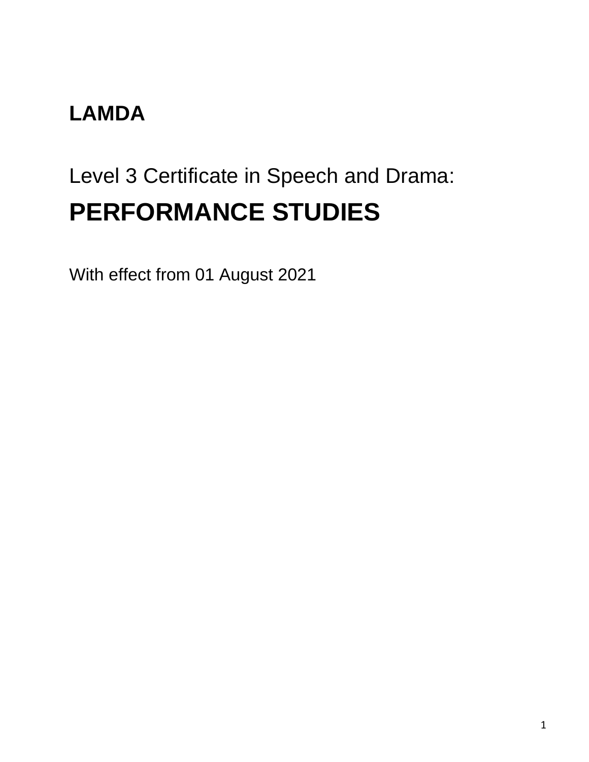**LAMDA**

Level 3 Certificate in Speech and Drama:

# PERFORMANCE STUDIES

With effect from 01 August 2021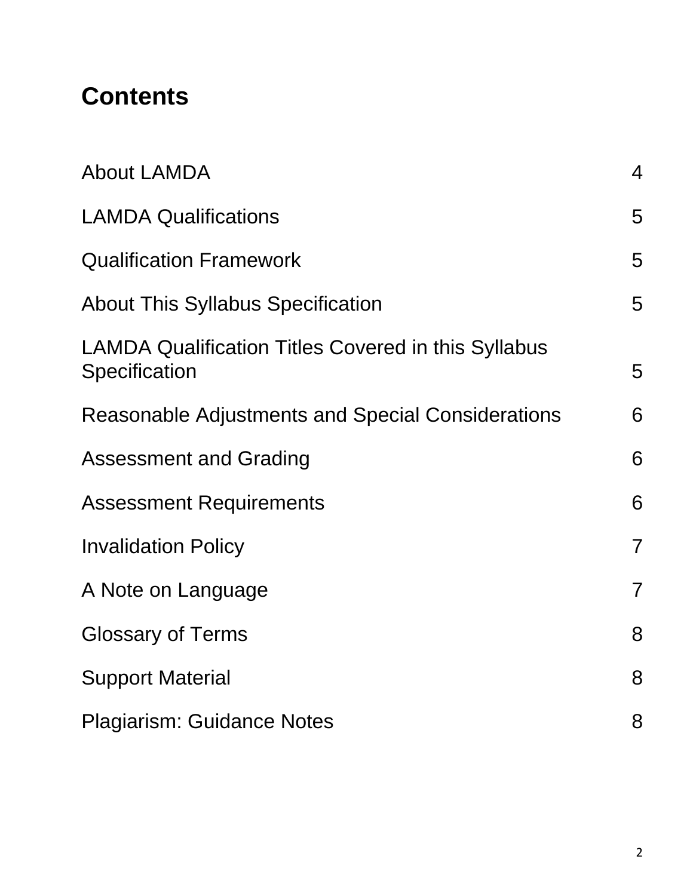# Contents

| | |
|---|---|
| About LAMDA | 4 |
| LAMDA Qualifications | 5 |
| Qualification Framework | 5 |
| About This Syllabus Specification | 5 |
| LAMDA Qualification Titles Covered in this Syllabus Specification | 5 |
| Reasonable Adjustments and Special Considerations | 6 |
| Assessment and Grading | 6 |
| Assessment Requirements | 6 |
| Invalidation Policy | 7 |
| A Note on Language | 7 |
| Glossary of Terms | 8 |
| Support Material | 8 |
| Plagiarism: Guidance Notes | 8 |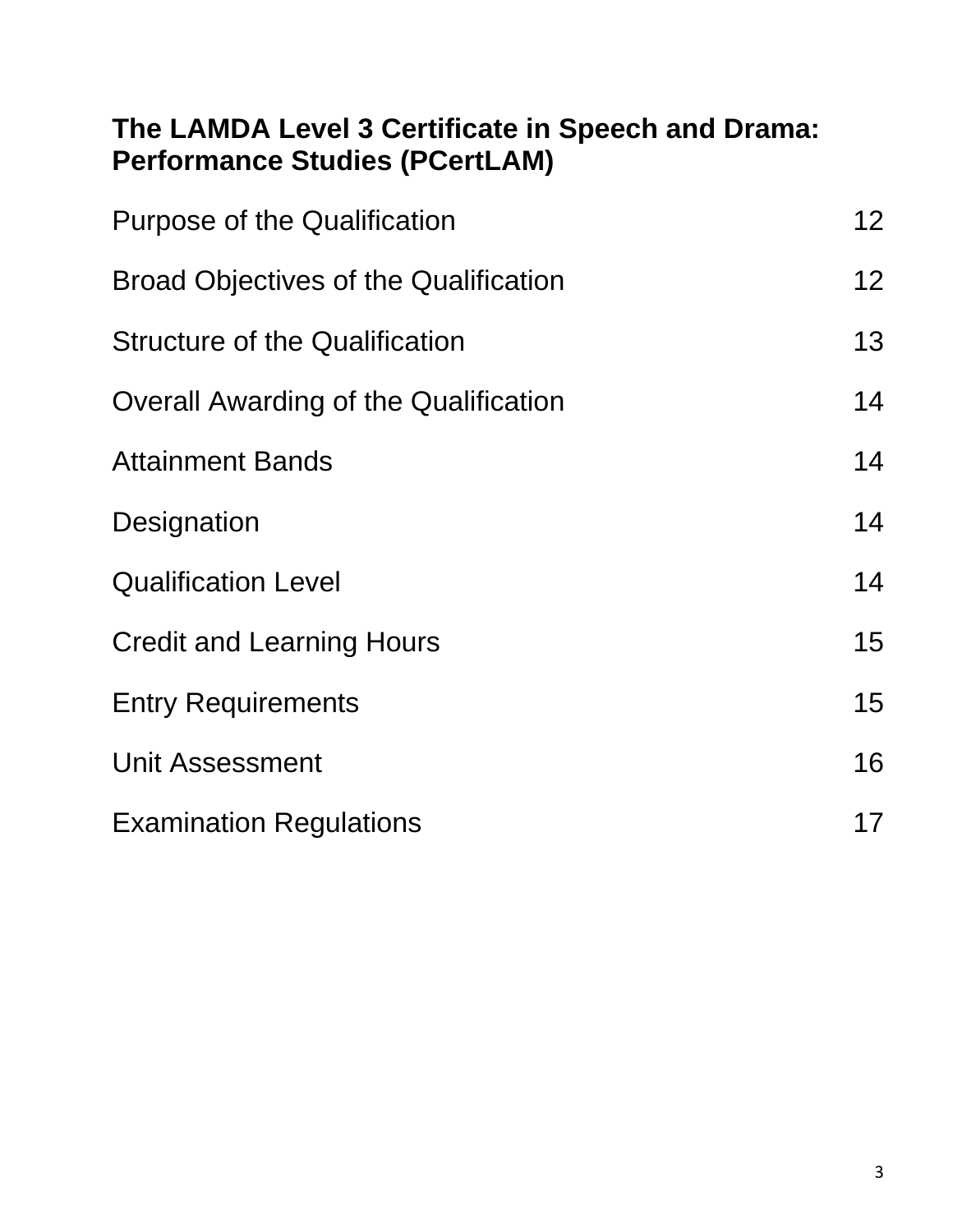**The LAMDA Level 3 Certificate in Speech and Drama: Performance Studies (PCertLAM)**

| | |
|---|---|
| Purpose of the Qualification | 12 |
| Broad Objectives of the Qualification | 12 |
| Structure of the Qualification | 13 |
| Overall Awarding of the Qualification | 14 |
| Attainment Bands | 14 |
| Designation | 14 |
| Qualification Level | 14 |
| Credit and Learning Hours | 15 |
| Entry Requirements | 15 |
| Unit Assessment | 16 |
| Examination Regulations | 17 |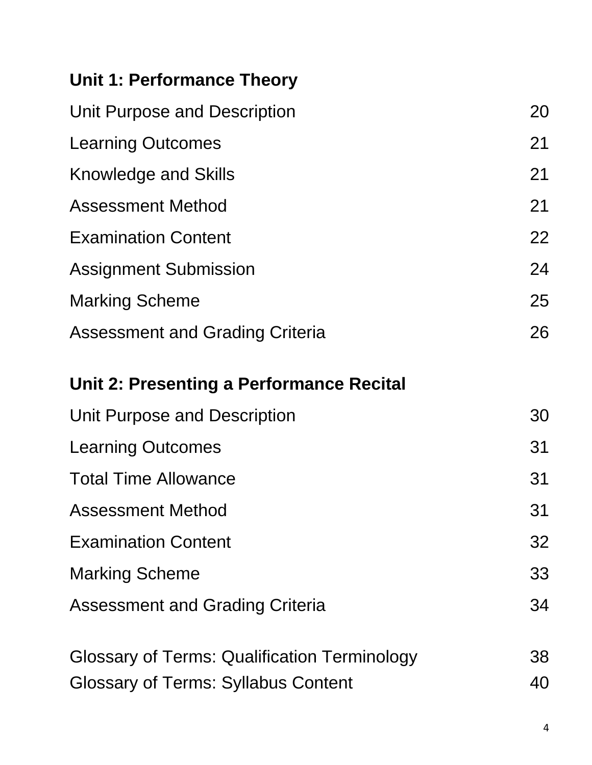**Unit 1: Performance Theory**

| | |
|---|---|
| Unit Purpose and Description | 20 |
| Learning Outcomes | 21 |
| Knowledge and Skills | 21 |
| Assessment Method | 21 |
| Examination Content | 22 |
| Assignment Submission | 24 |
| Marking Scheme | 25 |
| Assessment and Grading Criteria | 26 |

**Unit 2: Presenting a Performance Recital**

| | |
|---|---|
| Unit Purpose and Description | 30 |
| Learning Outcomes | 31 |
| Total Time Allowance | 31 |
| Assessment Method | 31 |
| Examination Content | 32 |
| Marking Scheme | 33 |
| Assessment and Grading Criteria | 34 |

| | |
|---|---|
| Glossary of Terms: Qualification Terminology | 38 |
| Glossary of Terms: Syllabus Content | 40 |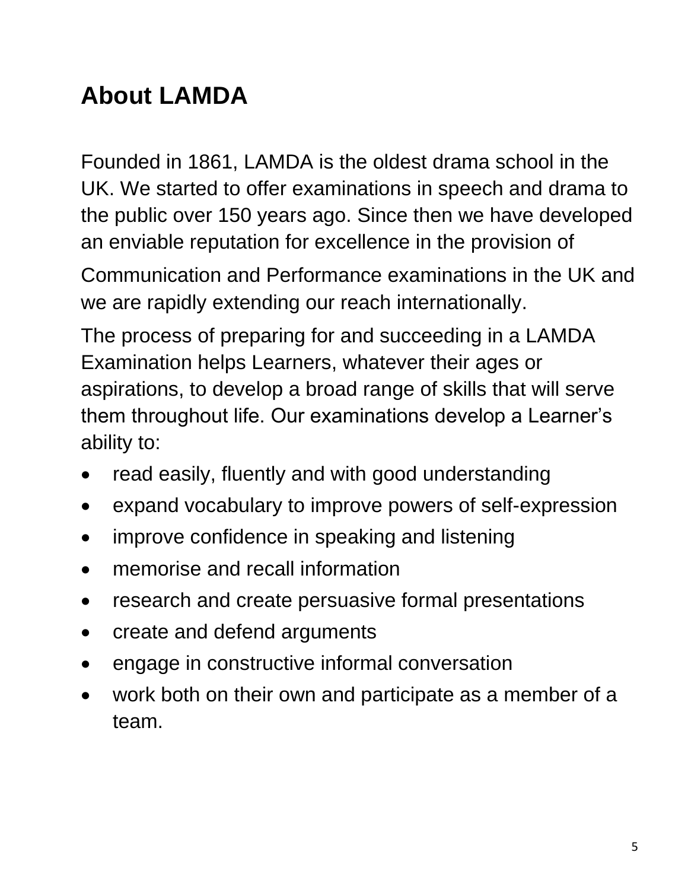# About LAMDA

Founded in 1861, LAMDA is the oldest drama school in the UK. We started to offer examinations in speech and drama to the public over 150 years ago. Since then we have developed an enviable reputation for excellence in the provision of Communication and Performance examinations in the UK and we are rapidly extending our reach internationally.

The process of preparing for and succeeding in a LAMDA Examination helps Learners, whatever their ages or aspirations, to develop a broad range of skills that will serve them throughout life. Our examinations develop a Learner's ability to:

- read easily, fluently and with good understanding
- expand vocabulary to improve powers of self-expression
- improve confidence in speaking and listening
- memorise and recall information
- research and create persuasive formal presentations
- create and defend arguments
- engage in constructive informal conversation
- work both on their own and participate as a member of a team.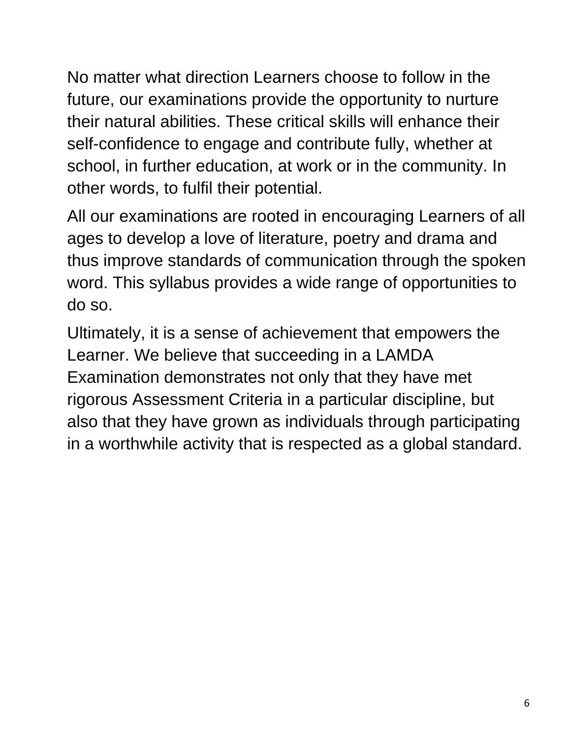No matter what direction Learners choose to follow in the future, our examinations provide the opportunity to nurture their natural abilities. These critical skills will enhance their self-confidence to engage and contribute fully, whether at school, in further education, at work or in the community. In other words, to fulfil their potential.

All our examinations are rooted in encouraging Learners of all ages to develop a love of literature, poetry and drama and thus improve standards of communication through the spoken word. This syllabus provides a wide range of opportunities to do so.

Ultimately, it is a sense of achievement that empowers the Learner. We believe that succeeding in a LAMDA Examination demonstrates not only that they have met rigorous Assessment Criteria in a particular discipline, but also that they have grown as individuals through participating in a worthwhile activity that is respected as a global standard.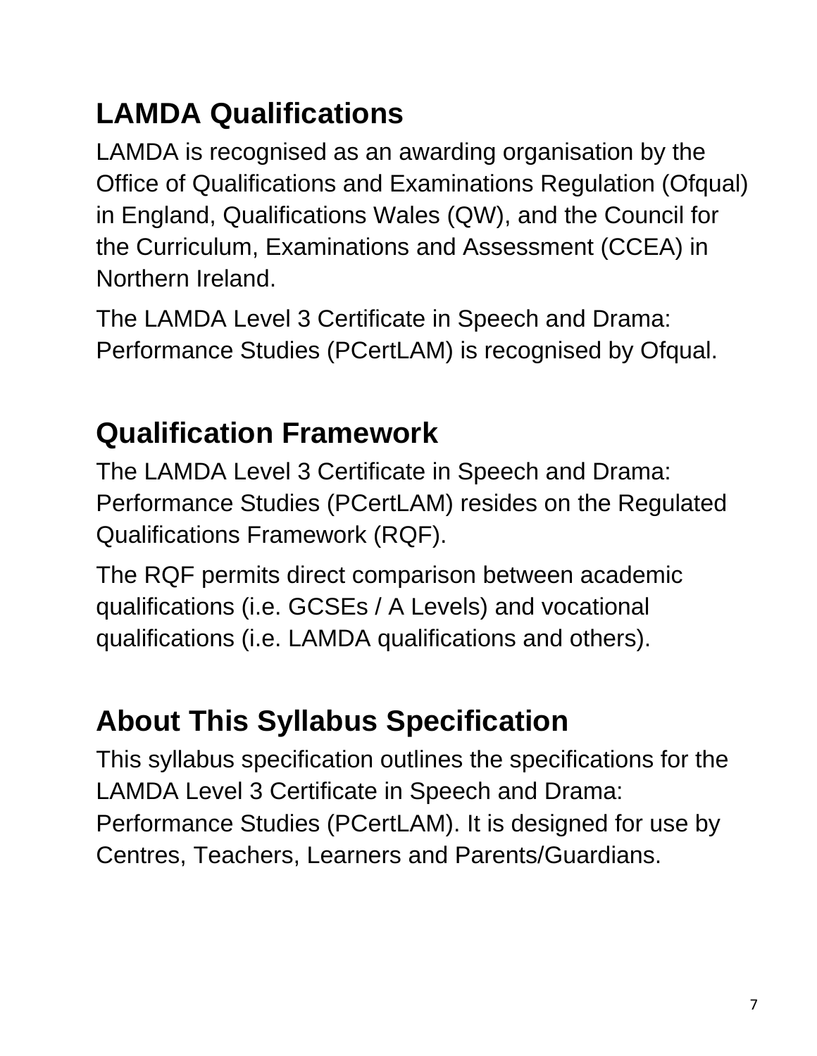## LAMDA Qualifications

LAMDA is recognised as an awarding organisation by the Office of Qualifications and Examinations Regulation (Ofqual) in England, Qualifications Wales (QW), and the Council for the Curriculum, Examinations and Assessment (CCEA) in Northern Ireland.

The LAMDA Level 3 Certificate in Speech and Drama: Performance Studies (PCertLAM) is recognised by Ofqual.

## Qualification Framework

The LAMDA Level 3 Certificate in Speech and Drama: Performance Studies (PCertLAM) resides on the Regulated Qualifications Framework (RQF).

The RQF permits direct comparison between academic qualifications (i.e. GCSEs / A Levels) and vocational qualifications (i.e. LAMDA qualifications and others).

## About This Syllabus Specification

This syllabus specification outlines the specifications for the LAMDA Level 3 Certificate in Speech and Drama: Performance Studies (PCertLAM). It is designed for use by Centres, Teachers, Learners and Parents/Guardians.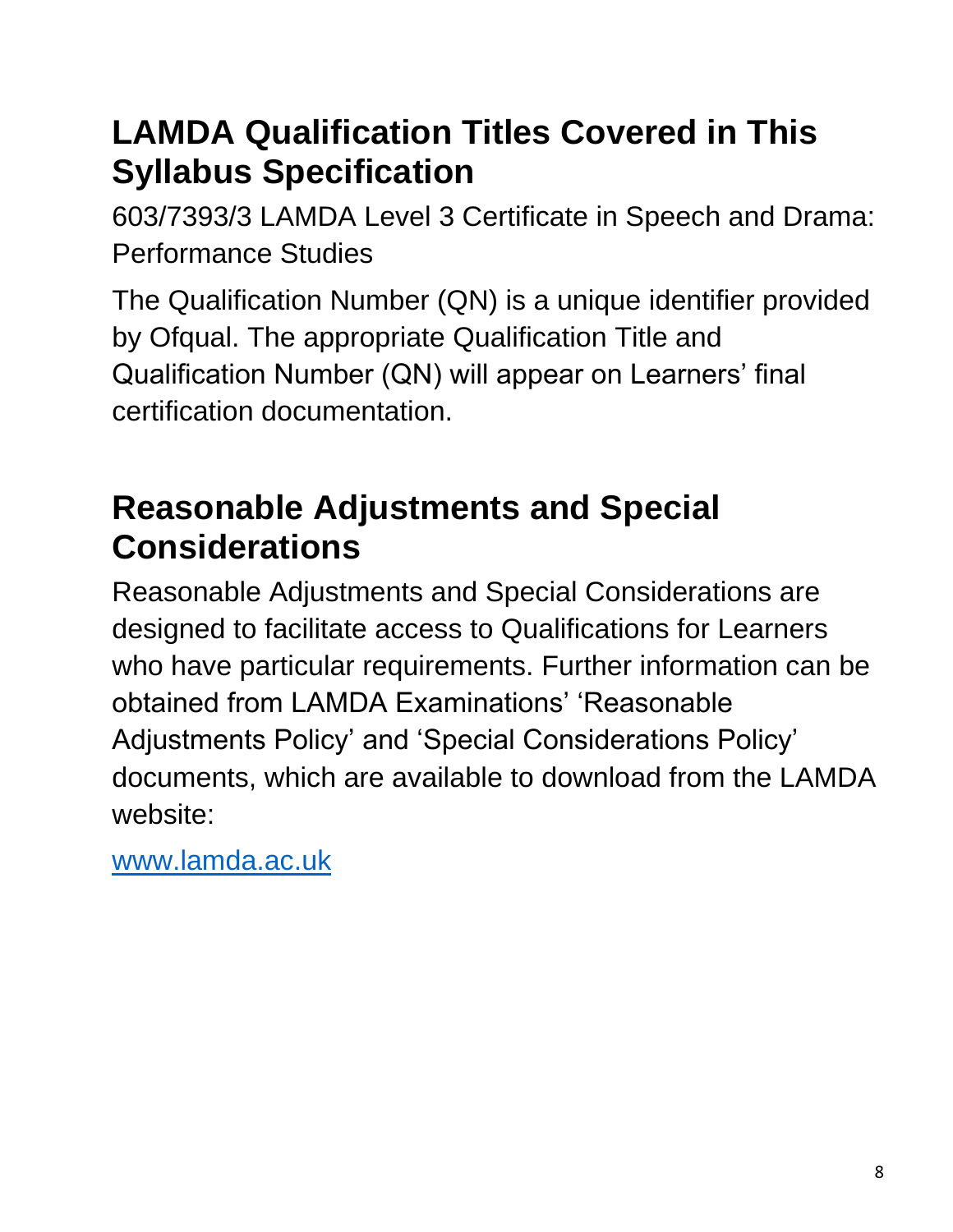## LAMDA Qualification Titles Covered in This Syllabus Specification

603/7393/3 LAMDA Level 3 Certificate in Speech and Drama: Performance Studies

The Qualification Number (QN) is a unique identifier provided by Ofqual. The appropriate Qualification Title and Qualification Number (QN) will appear on Learners' final certification documentation.

## Reasonable Adjustments and Special Considerations

Reasonable Adjustments and Special Considerations are designed to facilitate access to Qualifications for Learners who have particular requirements. Further information can be obtained from LAMDA Examinations' 'Reasonable Adjustments Policy' and 'Special Considerations Policy' documents, which are available to download from the LAMDA website:

[www.lamda.ac.uk](http://www.lamda.ac.uk)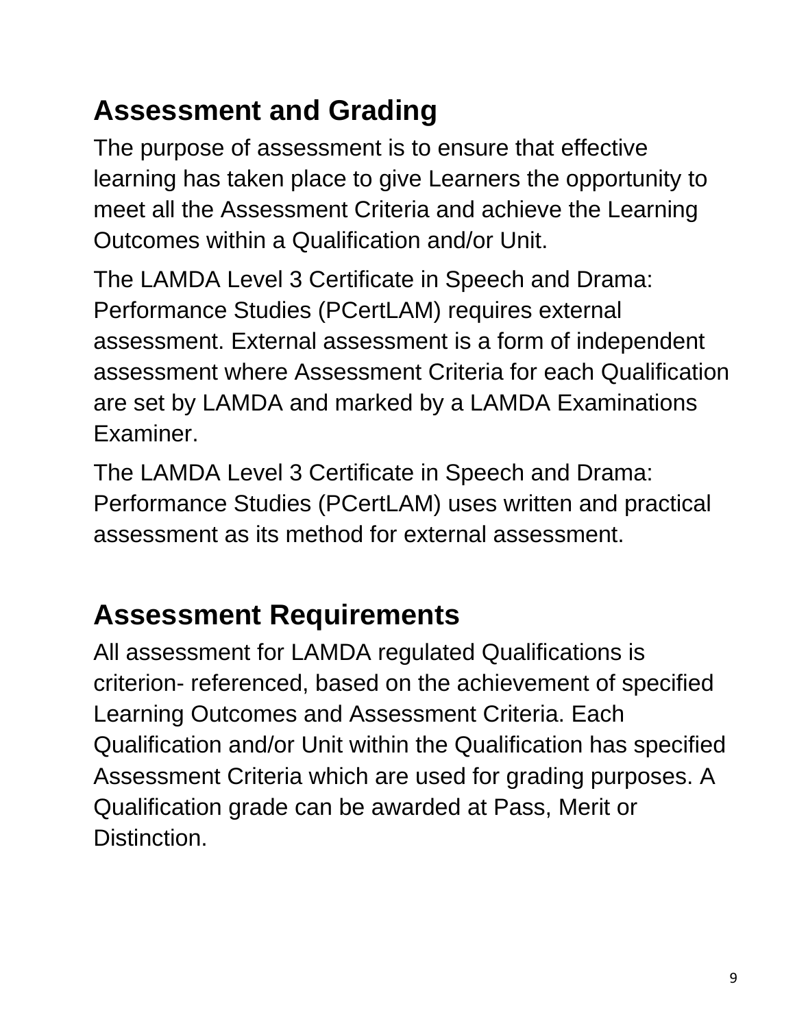## Assessment and Grading

The purpose of assessment is to ensure that effective learning has taken place to give Learners the opportunity to meet all the Assessment Criteria and achieve the Learning Outcomes within a Qualification and/or Unit.

The LAMDA Level 3 Certificate in Speech and Drama: Performance Studies (PCertLAM) requires external assessment. External assessment is a form of independent assessment where Assessment Criteria for each Qualification are set by LAMDA and marked by a LAMDA Examinations Examiner.

The LAMDA Level 3 Certificate in Speech and Drama: Performance Studies (PCertLAM) uses written and practical assessment as its method for external assessment.

## Assessment Requirements

All assessment for LAMDA regulated Qualifications is criterion- referenced, based on the achievement of specified Learning Outcomes and Assessment Criteria. Each Qualification and/or Unit within the Qualification has specified Assessment Criteria which are used for grading purposes. A Qualification grade can be awarded at Pass, Merit or Distinction.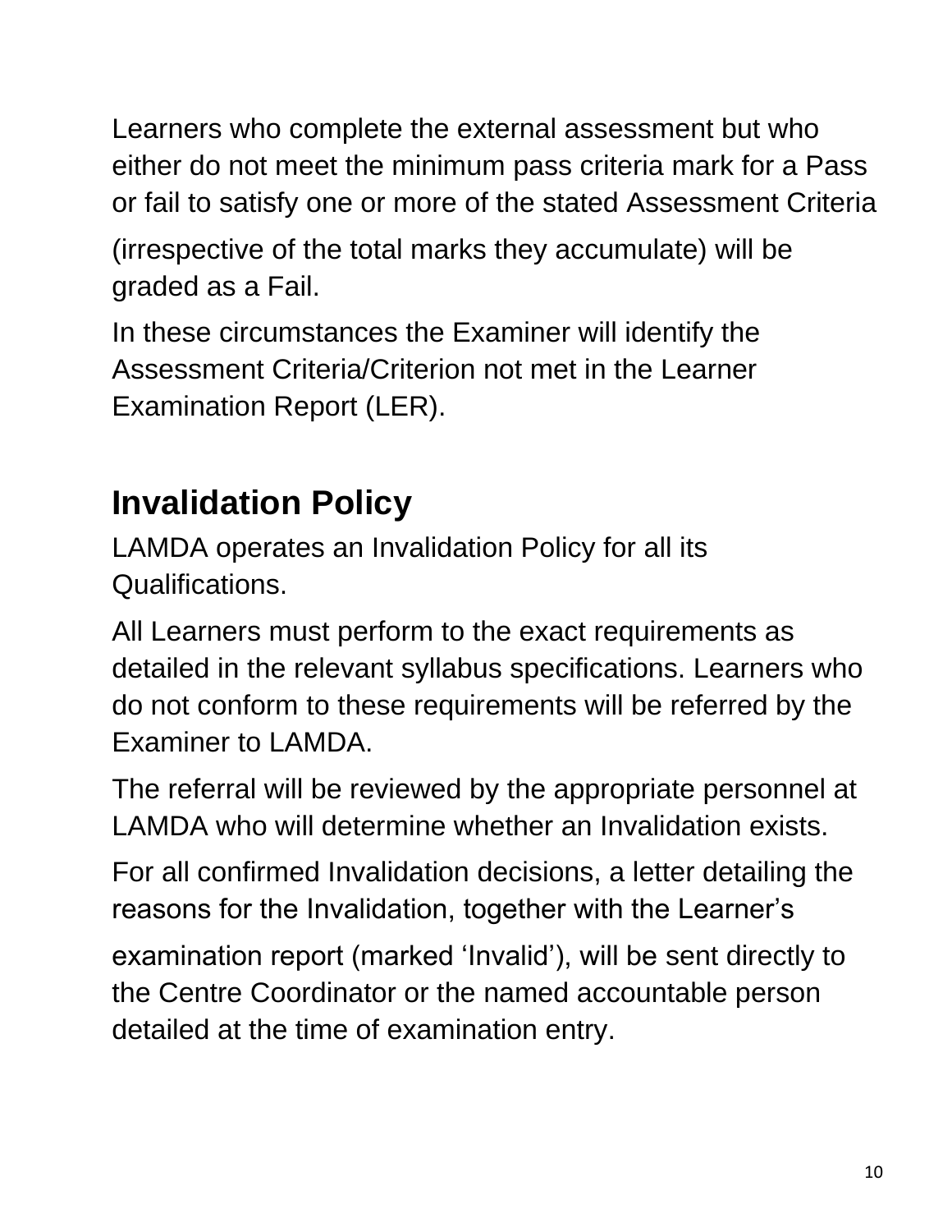Learners who complete the external assessment but who either do not meet the minimum pass criteria mark for a Pass or fail to satisfy one or more of the stated Assessment Criteria (irrespective of the total marks they accumulate) will be graded as a Fail.

In these circumstances the Examiner will identify the Assessment Criteria/Criterion not met in the Learner Examination Report (LER).

## Invalidation Policy

LAMDA operates an Invalidation Policy for all its Qualifications.

All Learners must perform to the exact requirements as detailed in the relevant syllabus specifications. Learners who do not conform to these requirements will be referred by the Examiner to LAMDA.

The referral will be reviewed by the appropriate personnel at LAMDA who will determine whether an Invalidation exists.

For all confirmed Invalidation decisions, a letter detailing the reasons for the Invalidation, together with the Learner's examination report (marked 'Invalid'), will be sent directly to the Centre Coordinator or the named accountable person detailed at the time of examination entry.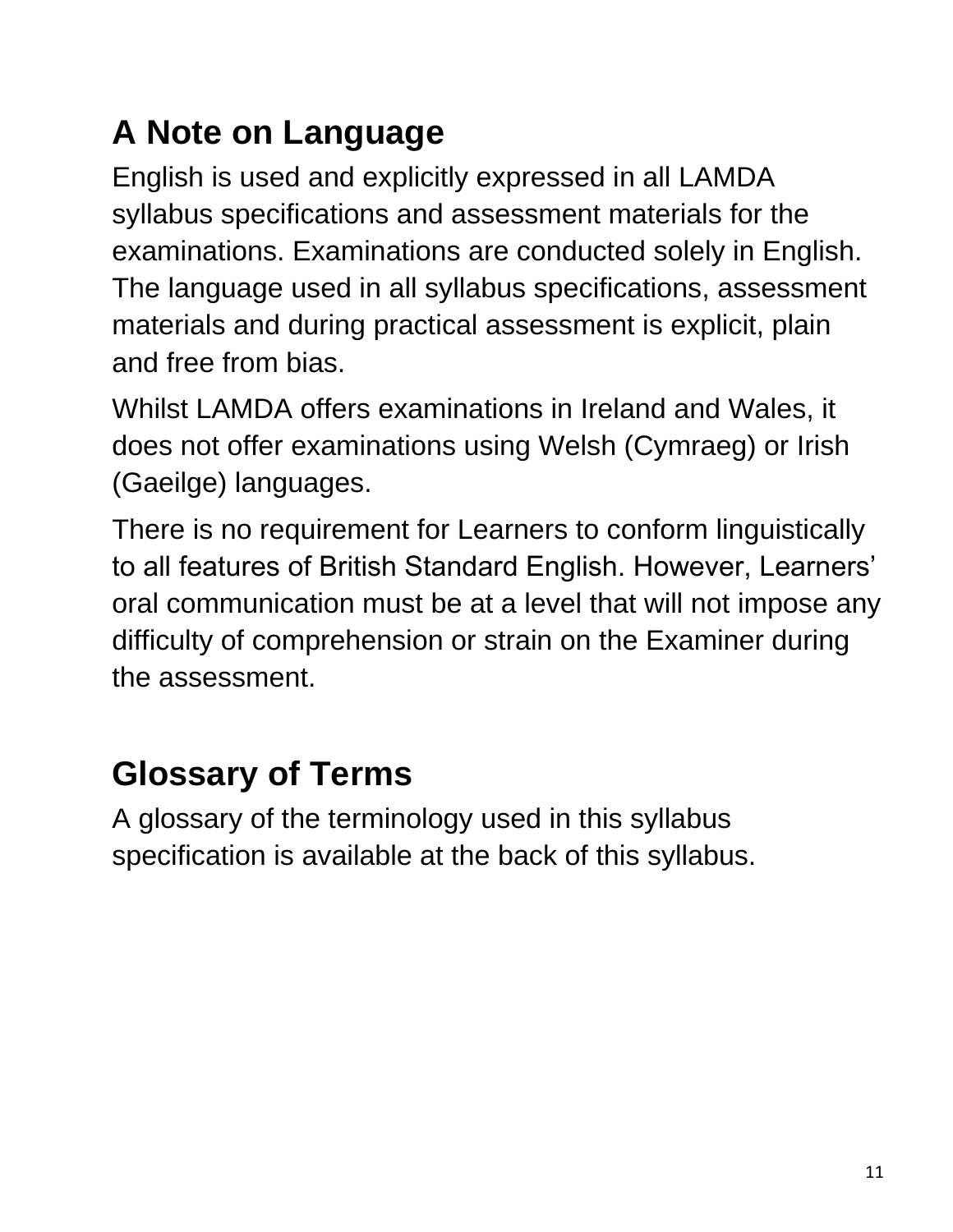## A Note on Language

English is used and explicitly expressed in all LAMDA syllabus specifications and assessment materials for the examinations. Examinations are conducted solely in English. The language used in all syllabus specifications, assessment materials and during practical assessment is explicit, plain and free from bias.

Whilst LAMDA offers examinations in Ireland and Wales, it does not offer examinations using Welsh (Cymraeg) or Irish (Gaeilge) languages.

There is no requirement for Learners to conform linguistically to all features of British Standard English. However, Learners' oral communication must be at a level that will not impose any difficulty of comprehension or strain on the Examiner during the assessment.

## Glossary of Terms

A glossary of the terminology used in this syllabus specification is available at the back of this syllabus.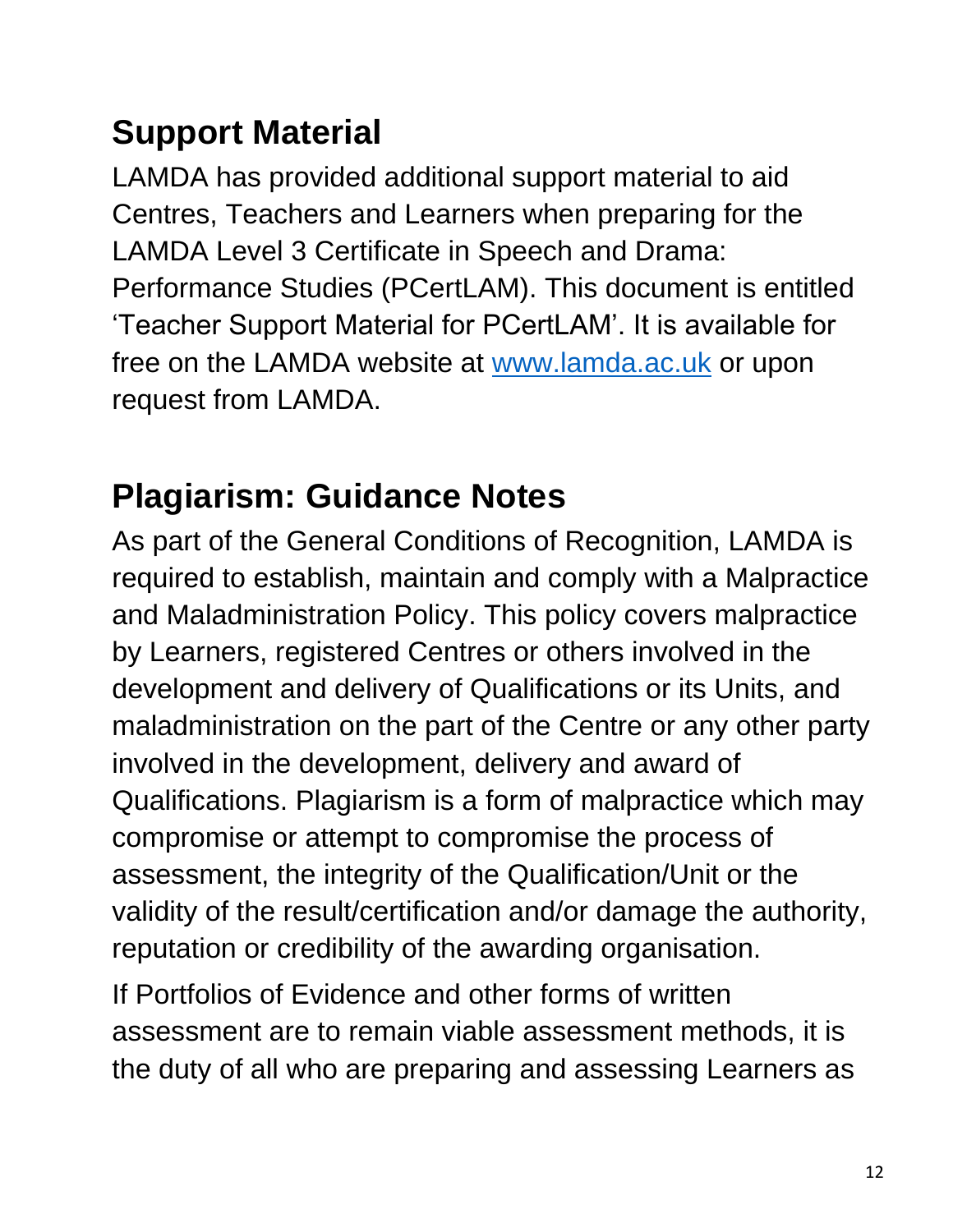## Support Material

LAMDA has provided additional support material to aid Centres, Teachers and Learners when preparing for the LAMDA Level 3 Certificate in Speech and Drama: Performance Studies (PCertLAM). This document is entitled 'Teacher Support Material for PCertLAM'. It is available for free on the LAMDA website at [www.lamda.ac.uk](http://www.lamda.ac.uk) or upon request from LAMDA.

## Plagiarism: Guidance Notes

As part of the General Conditions of Recognition, LAMDA is required to establish, maintain and comply with a Malpractice and Maladministration Policy. This policy covers malpractice by Learners, registered Centres or others involved in the development and delivery of Qualifications or its Units, and maladministration on the part of the Centre or any other party involved in the development, delivery and award of Qualifications. Plagiarism is a form of malpractice which may compromise or attempt to compromise the process of assessment, the integrity of the Qualification/Unit or the validity of the result/certification and/or damage the authority, reputation or credibility of the awarding organisation.

If Portfolios of Evidence and other forms of written assessment are to remain viable assessment methods, it is the duty of all who are preparing and assessing Learners as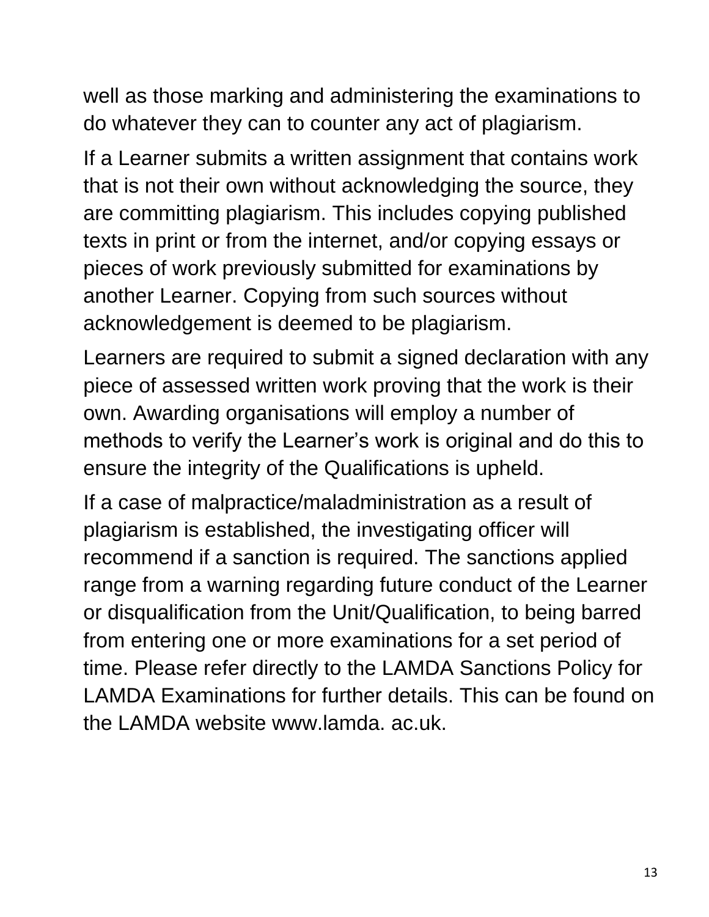well as those marking and administering the examinations to do whatever they can to counter any act of plagiarism.

If a Learner submits a written assignment that contains work that is not their own without acknowledging the source, they are committing plagiarism. This includes copying published texts in print or from the internet, and/or copying essays or pieces of work previously submitted for examinations by another Learner. Copying from such sources without acknowledgement is deemed to be plagiarism.

Learners are required to submit a signed declaration with any piece of assessed written work proving that the work is their own. Awarding organisations will employ a number of methods to verify the Learner's work is original and do this to ensure the integrity of the Qualifications is upheld.

If a case of malpractice/maladministration as a result of plagiarism is established, the investigating officer will recommend if a sanction is required. The sanctions applied range from a warning regarding future conduct of the Learner or disqualification from the Unit/Qualification, to being barred from entering one or more examinations for a set period of time. Please refer directly to the LAMDA Sanctions Policy for LAMDA Examinations for further details. This can be found on the LAMDA website www.lamda. ac.uk.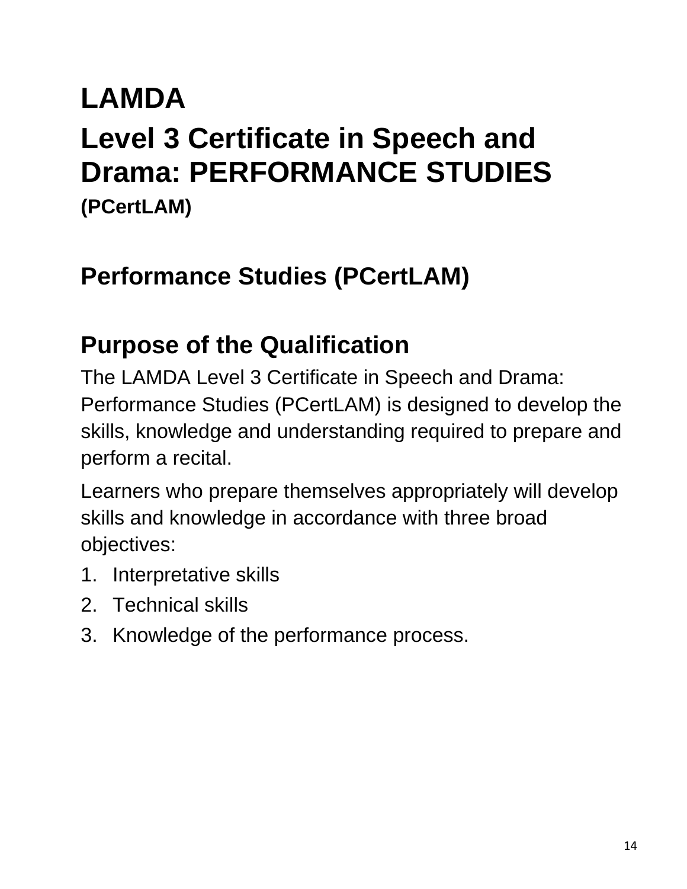# LAMDA

# Level 3 Certificate in Speech and Drama: PERFORMANCE STUDIES

**(PCertLAM)**

## Performance Studies (PCertLAM)

## Purpose of the Qualification

The LAMDA Level 3 Certificate in Speech and Drama: Performance Studies (PCertLAM) is designed to develop the skills, knowledge and understanding required to prepare and perform a recital.

Learners who prepare themselves appropriately will develop skills and knowledge in accordance with three broad objectives:

1. Interpretative skills
2. Technical skills
3. Knowledge of the performance process.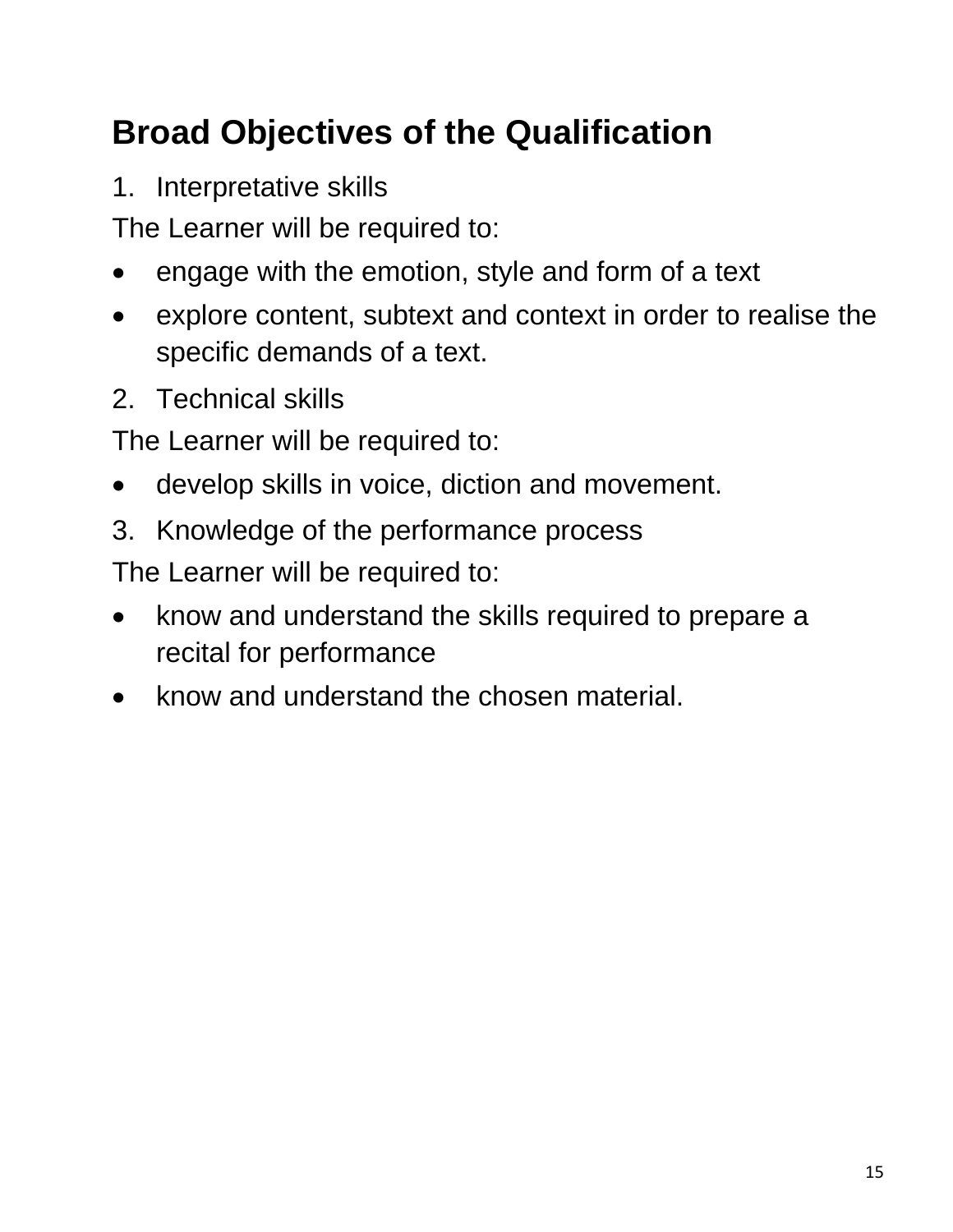## Broad Objectives of the Qualification

1. Interpretative skills

The Learner will be required to:

- engage with the emotion, style and form of a text
- explore content, subtext and context in order to realise the specific demands of a text.

2. Technical skills

The Learner will be required to:

- develop skills in voice, diction and movement.

3. Knowledge of the performance process

The Learner will be required to:

- know and understand the skills required to prepare a recital for performance
- know and understand the chosen material.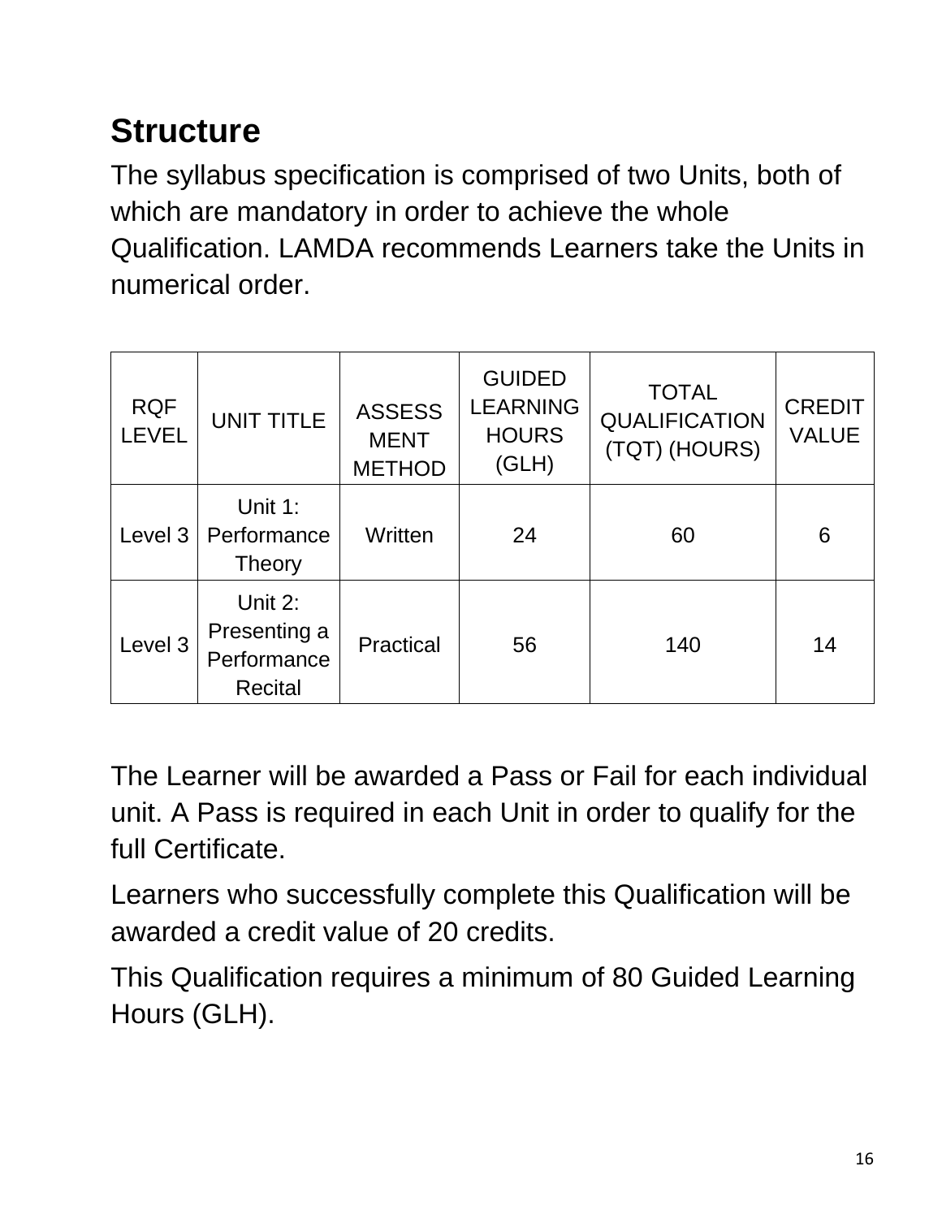## Structure

The syllabus specification is comprised of two Units, both of which are mandatory in order to achieve the whole Qualification. LAMDA recommends Learners take the Units in numerical order.

| RQF LEVEL | UNIT TITLE | ASSESSMENT METHOD | GUIDED LEARNING HOURS (GLH) | TOTAL QUALIFICATION (TQT) (HOURS) | CREDIT VALUE |
|---|---|---|---|---|---|
| Level 3 | Unit 1: Performance Theory | Written | 24 | 60 | 6 |
| Level 3 | Unit 2: Presenting a Performance Recital | Practical | 56 | 140 | 14 |

The Learner will be awarded a Pass or Fail for each individual unit. A Pass is required in each Unit in order to qualify for the full Certificate.

Learners who successfully complete this Qualification will be awarded a credit value of 20 credits.

This Qualification requires a minimum of 80 Guided Learning Hours (GLH).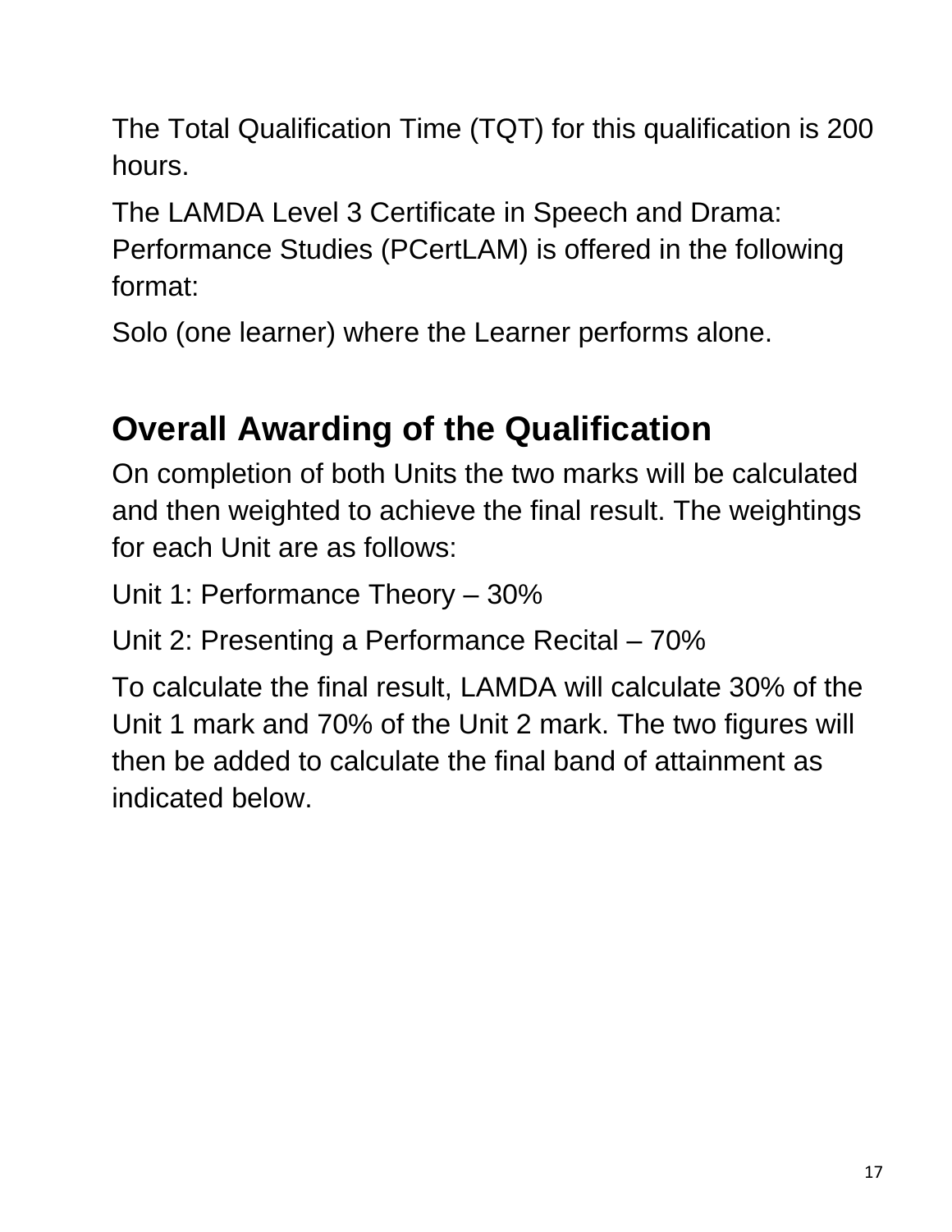The Total Qualification Time (TQT) for this qualification is 200 hours.

The LAMDA Level 3 Certificate in Speech and Drama: Performance Studies (PCertLAM) is offered in the following format:

Solo (one learner) where the Learner performs alone.

## Overall Awarding of the Qualification

On completion of both Units the two marks will be calculated and then weighted to achieve the final result. The weightings for each Unit are as follows:

Unit 1: Performance Theory – 30%

Unit 2: Presenting a Performance Recital – 70%

To calculate the final result, LAMDA will calculate 30% of the Unit 1 mark and 70% of the Unit 2 mark. The two figures will then be added to calculate the final band of attainment as indicated below.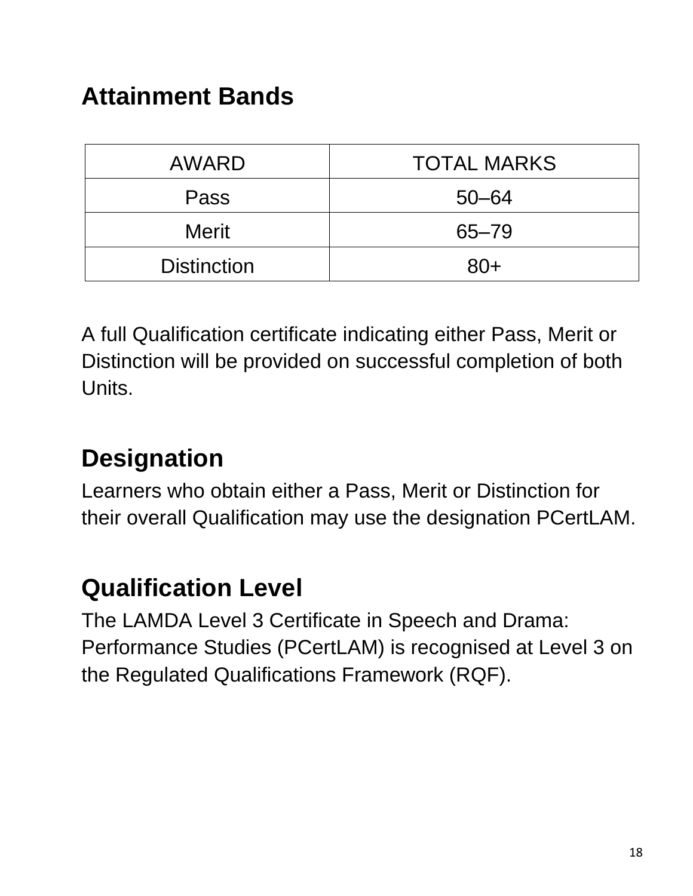## Attainment Bands

| AWARD | TOTAL MARKS |
|---|---|
| Pass | 50–64 |
| Merit | 65–79 |
| Distinction | 80+ |

A full Qualification certificate indicating either Pass, Merit or Distinction will be provided on successful completion of both Units.

## Designation

Learners who obtain either a Pass, Merit or Distinction for their overall Qualification may use the designation PCertLAM.

## Qualification Level

The LAMDA Level 3 Certificate in Speech and Drama: Performance Studies (PCertLAM) is recognised at Level 3 on the Regulated Qualifications Framework (RQF).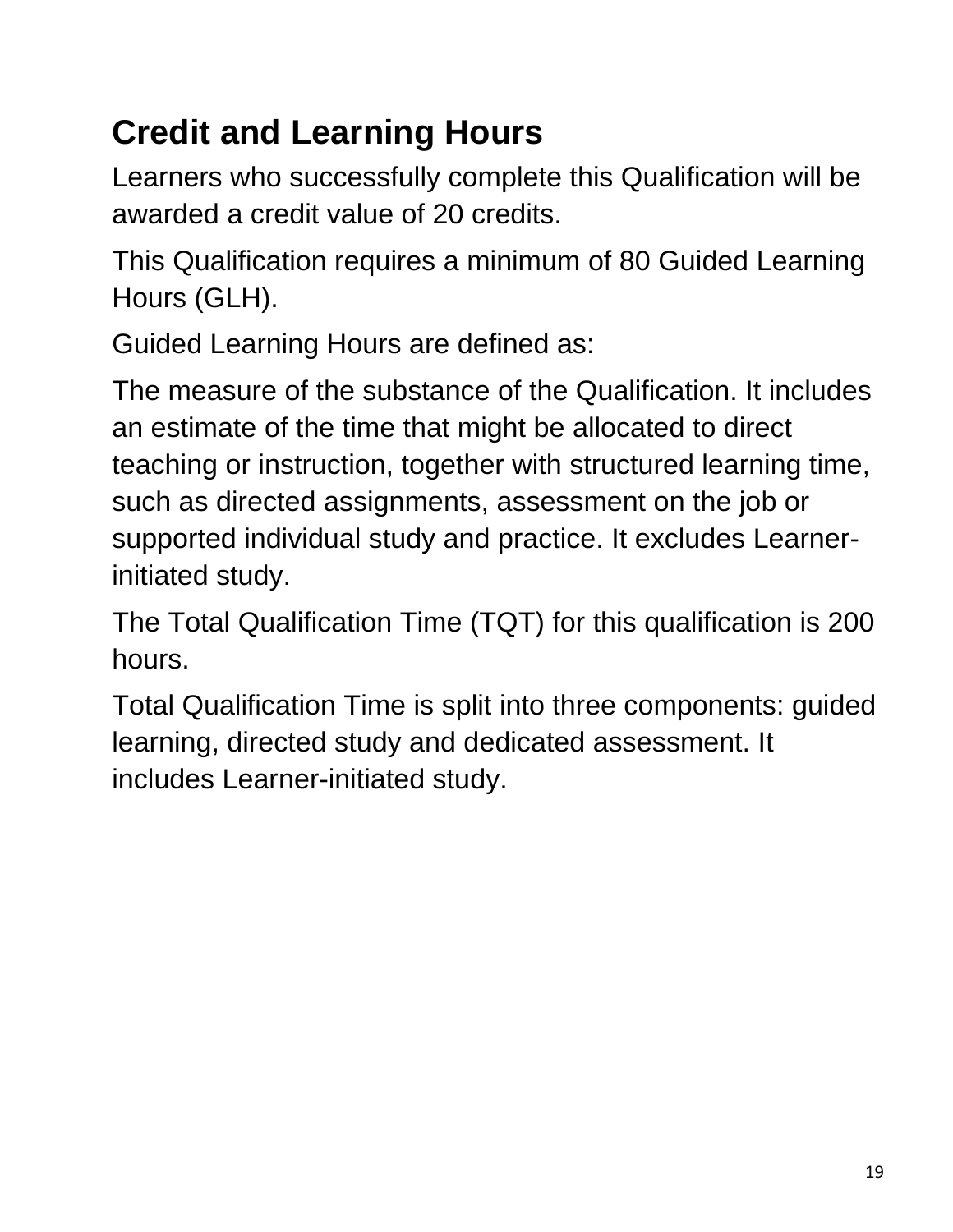## Credit and Learning Hours

Learners who successfully complete this Qualification will be awarded a credit value of 20 credits.

This Qualification requires a minimum of 80 Guided Learning Hours (GLH).

Guided Learning Hours are defined as:

The measure of the substance of the Qualification. It includes an estimate of the time that might be allocated to direct teaching or instruction, together with structured learning time, such as directed assignments, assessment on the job or supported individual study and practice. It excludes Learner-initiated study.

The Total Qualification Time (TQT) for this qualification is 200 hours.

Total Qualification Time is split into three components: guided learning, directed study and dedicated assessment. It includes Learner-initiated study.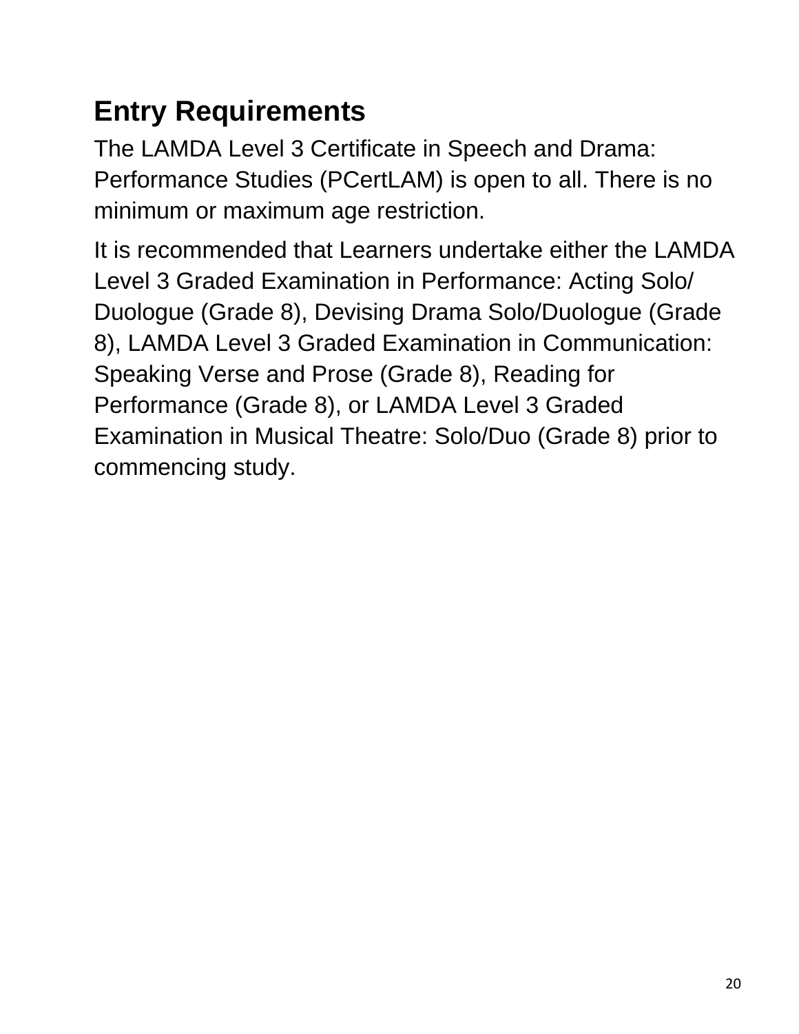## Entry Requirements

The LAMDA Level 3 Certificate in Speech and Drama: Performance Studies (PCertLAM) is open to all. There is no minimum or maximum age restriction.

It is recommended that Learners undertake either the LAMDA Level 3 Graded Examination in Performance: Acting Solo/ Duologue (Grade 8), Devising Drama Solo/Duologue (Grade 8), LAMDA Level 3 Graded Examination in Communication: Speaking Verse and Prose (Grade 8), Reading for Performance (Grade 8), or LAMDA Level 3 Graded Examination in Musical Theatre: Solo/Duo (Grade 8) prior to commencing study.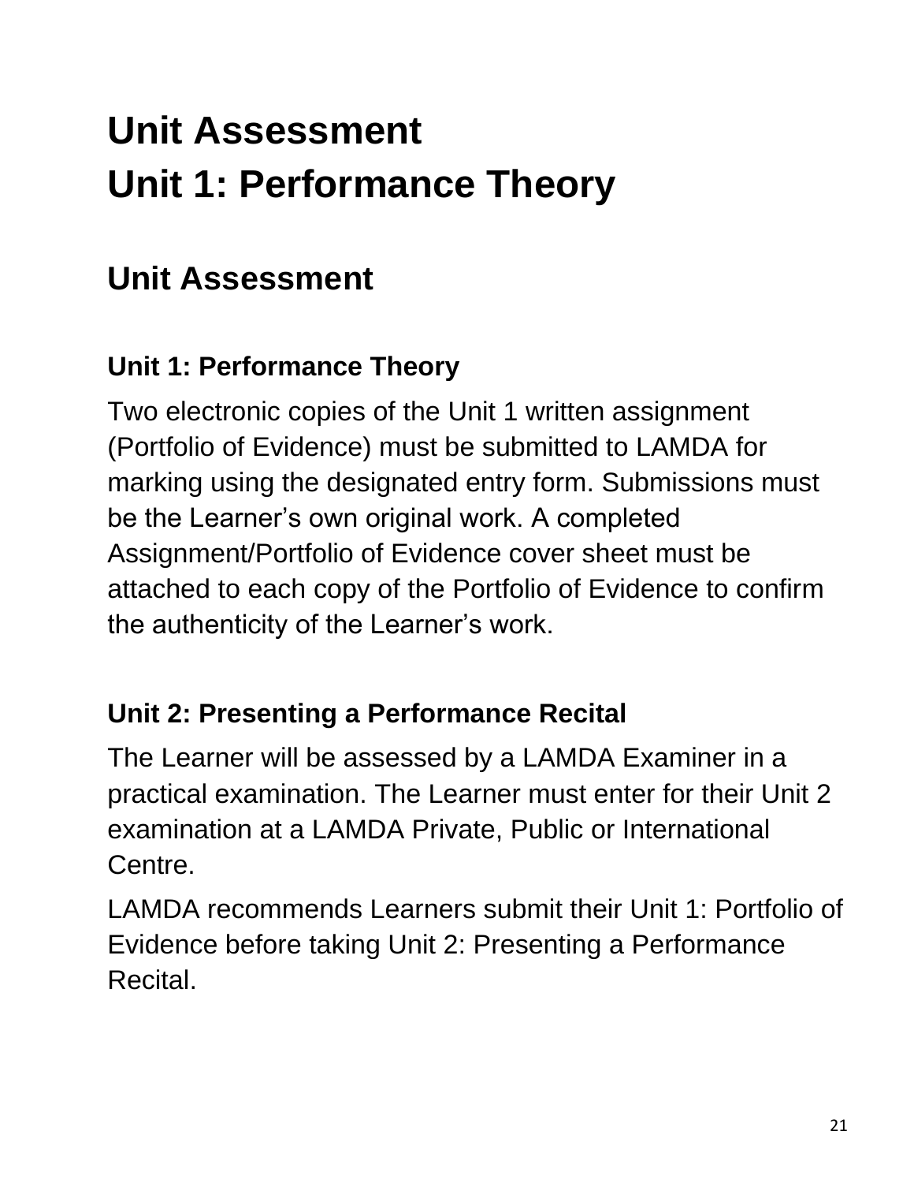# Unit Assessment
# Unit 1: Performance Theory

## Unit Assessment

### Unit 1: Performance Theory

Two electronic copies of the Unit 1 written assignment (Portfolio of Evidence) must be submitted to LAMDA for marking using the designated entry form. Submissions must be the Learner's own original work. A completed Assignment/Portfolio of Evidence cover sheet must be attached to each copy of the Portfolio of Evidence to confirm the authenticity of the Learner's work.

### Unit 2: Presenting a Performance Recital

The Learner will be assessed by a LAMDA Examiner in a practical examination. The Learner must enter for their Unit 2 examination at a LAMDA Private, Public or International Centre.

LAMDA recommends Learners submit their Unit 1: Portfolio of Evidence before taking Unit 2: Presenting a Performance Recital.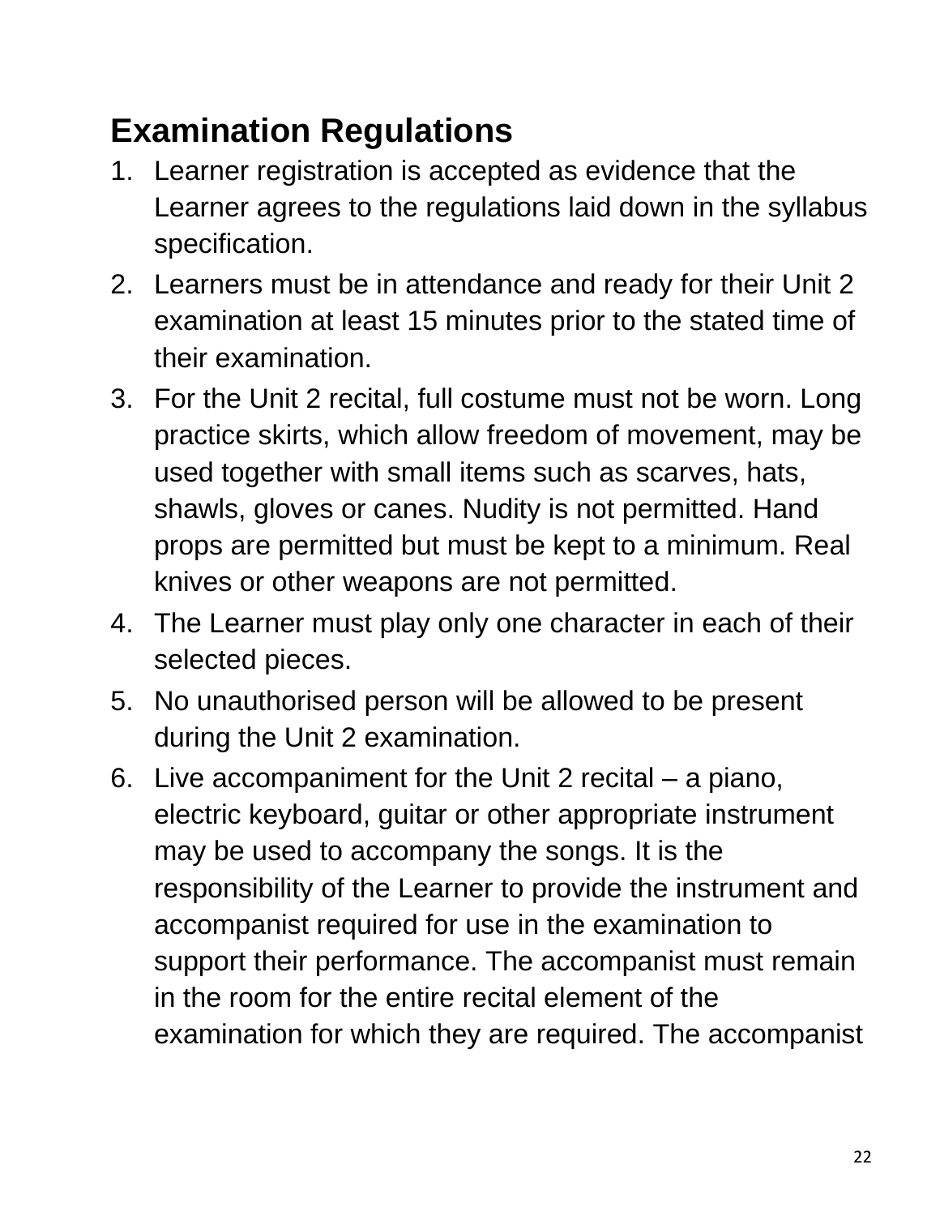## Examination Regulations

1. Learner registration is accepted as evidence that the Learner agrees to the regulations laid down in the syllabus specification.
2. Learners must be in attendance and ready for their Unit 2 examination at least 15 minutes prior to the stated time of their examination.
3. For the Unit 2 recital, full costume must not be worn. Long practice skirts, which allow freedom of movement, may be used together with small items such as scarves, hats, shawls, gloves or canes. Nudity is not permitted. Hand props are permitted but must be kept to a minimum. Real knives or other weapons are not permitted.
4. The Learner must play only one character in each of their selected pieces.
5. No unauthorised person will be allowed to be present during the Unit 2 examination.
6. Live accompaniment for the Unit 2 recital – a piano, electric keyboard, guitar or other appropriate instrument may be used to accompany the songs. It is the responsibility of the Learner to provide the instrument and accompanist required for use in the examination to support their performance. The accompanist must remain in the room for the entire recital element of the examination for which they are required. The accompanist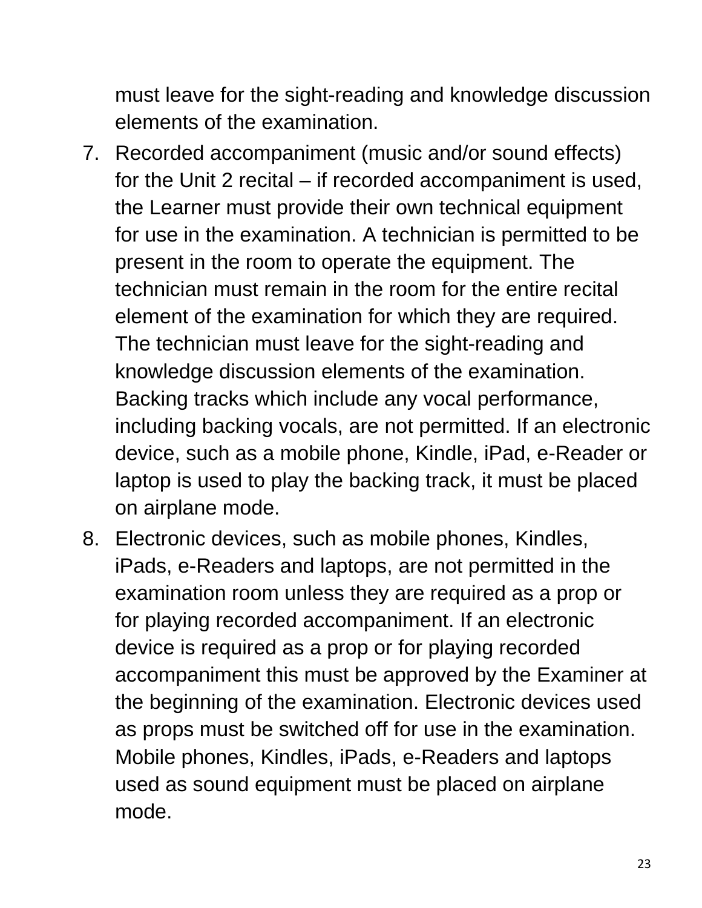must leave for the sight-reading and knowledge discussion elements of the examination.

7. Recorded accompaniment (music and/or sound effects) for the Unit 2 recital – if recorded accompaniment is used, the Learner must provide their own technical equipment for use in the examination. A technician is permitted to be present in the room to operate the equipment. The technician must remain in the room for the entire recital element of the examination for which they are required. The technician must leave for the sight-reading and knowledge discussion elements of the examination. Backing tracks which include any vocal performance, including backing vocals, are not permitted. If an electronic device, such as a mobile phone, Kindle, iPad, e-Reader or laptop is used to play the backing track, it must be placed on airplane mode.
8. Electronic devices, such as mobile phones, Kindles, iPads, e-Readers and laptops, are not permitted in the examination room unless they are required as a prop or for playing recorded accompaniment. If an electronic device is required as a prop or for playing recorded accompaniment this must be approved by the Examiner at the beginning of the examination. Electronic devices used as props must be switched off for use in the examination. Mobile phones, Kindles, iPads, e-Readers and laptops used as sound equipment must be placed on airplane mode.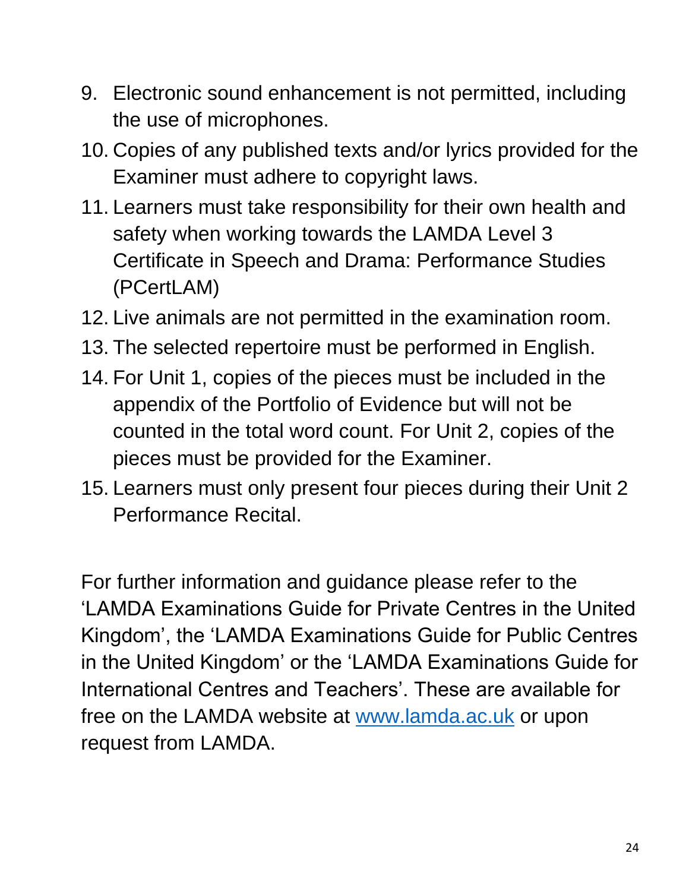9. Electronic sound enhancement is not permitted, including the use of microphones.
10. Copies of any published texts and/or lyrics provided for the Examiner must adhere to copyright laws.
11. Learners must take responsibility for their own health and safety when working towards the LAMDA Level 3 Certificate in Speech and Drama: Performance Studies (PCertLAM)
12. Live animals are not permitted in the examination room.
13. The selected repertoire must be performed in English.
14. For Unit 1, copies of the pieces must be included in the appendix of the Portfolio of Evidence but will not be counted in the total word count. For Unit 2, copies of the pieces must be provided for the Examiner.
15. Learners must only present four pieces during their Unit 2 Performance Recital.

For further information and guidance please refer to the 'LAMDA Examinations Guide for Private Centres in the United Kingdom', the 'LAMDA Examinations Guide for Public Centres in the United Kingdom' or the 'LAMDA Examinations Guide for International Centres and Teachers'. These are available for free on the LAMDA website at [www.lamda.ac.uk](http://www.lamda.ac.uk) or upon request from LAMDA.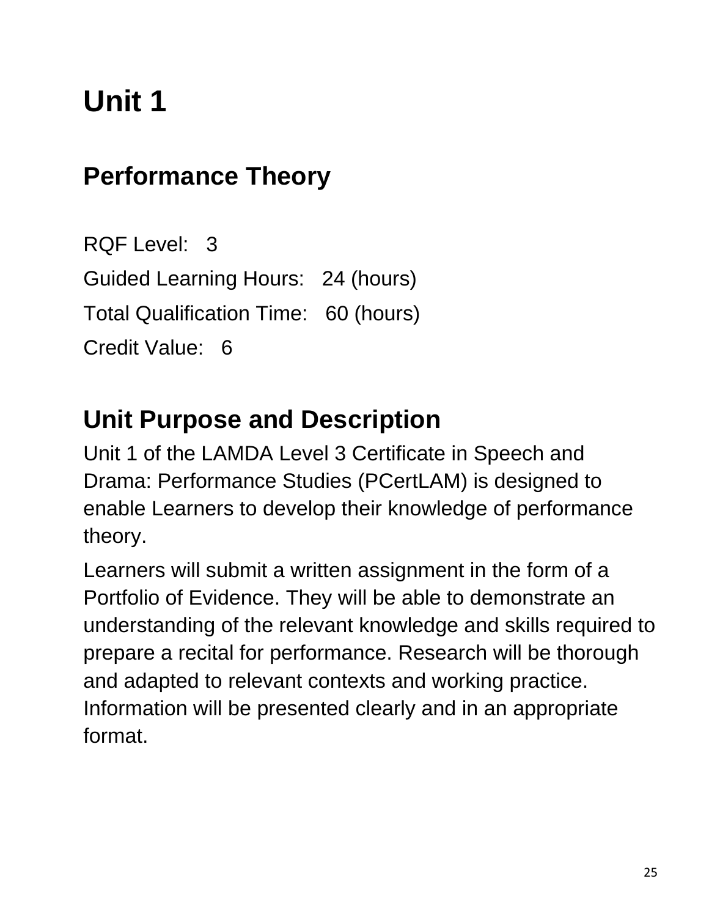# Unit 1

## Performance Theory

RQF Level: 3

Guided Learning Hours: 24 (hours)

Total Qualification Time: 60 (hours)

Credit Value: 6

## Unit Purpose and Description

Unit 1 of the LAMDA Level 3 Certificate in Speech and Drama: Performance Studies (PCertLAM) is designed to enable Learners to develop their knowledge of performance theory.

Learners will submit a written assignment in the form of a Portfolio of Evidence. They will be able to demonstrate an understanding of the relevant knowledge and skills required to prepare a recital for performance. Research will be thorough and adapted to relevant contexts and working practice. Information will be presented clearly and in an appropriate format.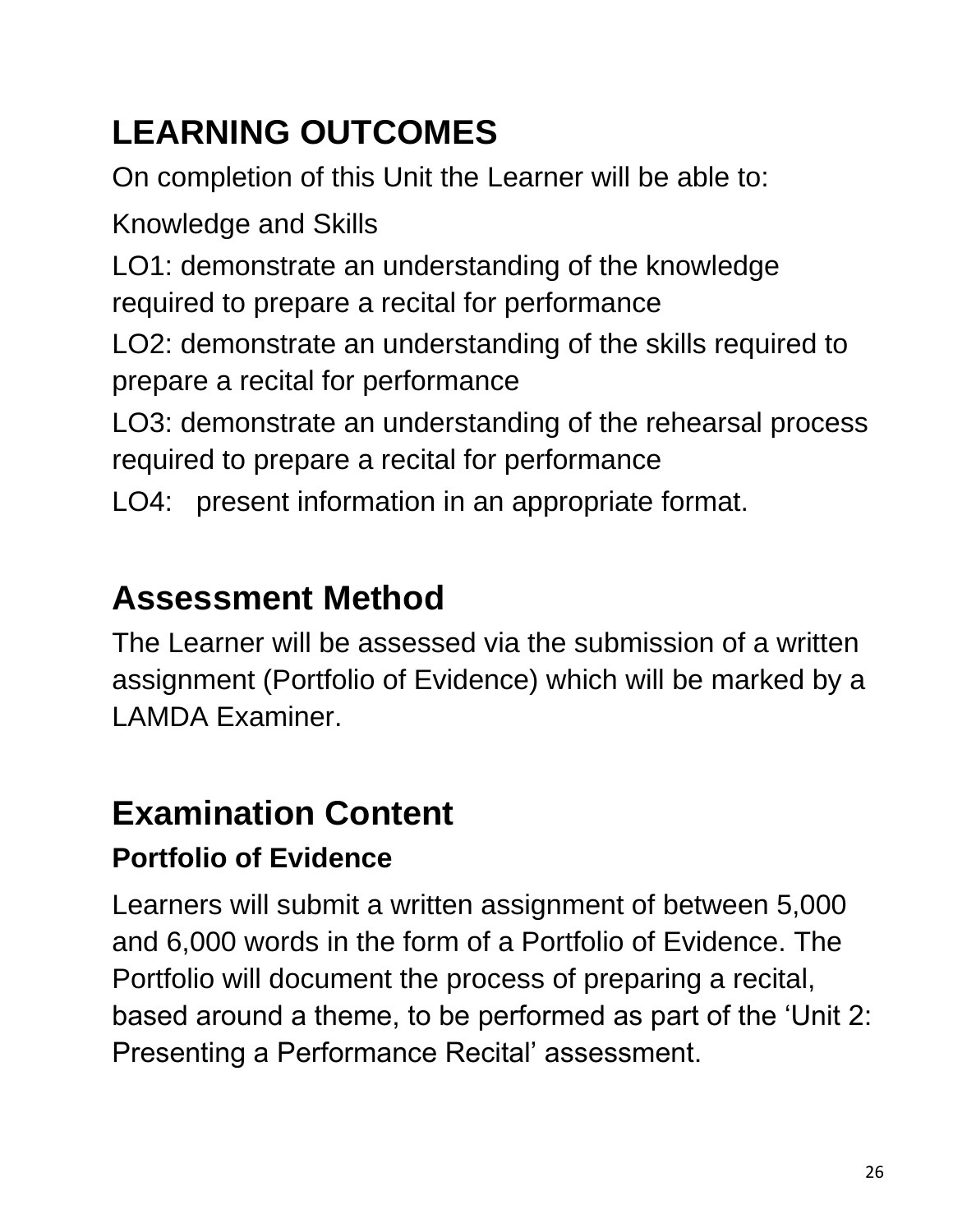## LEARNING OUTCOMES

On completion of this Unit the Learner will be able to:

Knowledge and Skills

LO1: demonstrate an understanding of the knowledge required to prepare a recital for performance

LO2: demonstrate an understanding of the skills required to prepare a recital for performance

LO3: demonstrate an understanding of the rehearsal process required to prepare a recital for performance

LO4: present information in an appropriate format.

## Assessment Method

The Learner will be assessed via the submission of a written assignment (Portfolio of Evidence) which will be marked by a LAMDA Examiner.

## Examination Content

### Portfolio of Evidence

Learners will submit a written assignment of between 5,000 and 6,000 words in the form of a Portfolio of Evidence. The Portfolio will document the process of preparing a recital, based around a theme, to be performed as part of the 'Unit 2: Presenting a Performance Recital' assessment.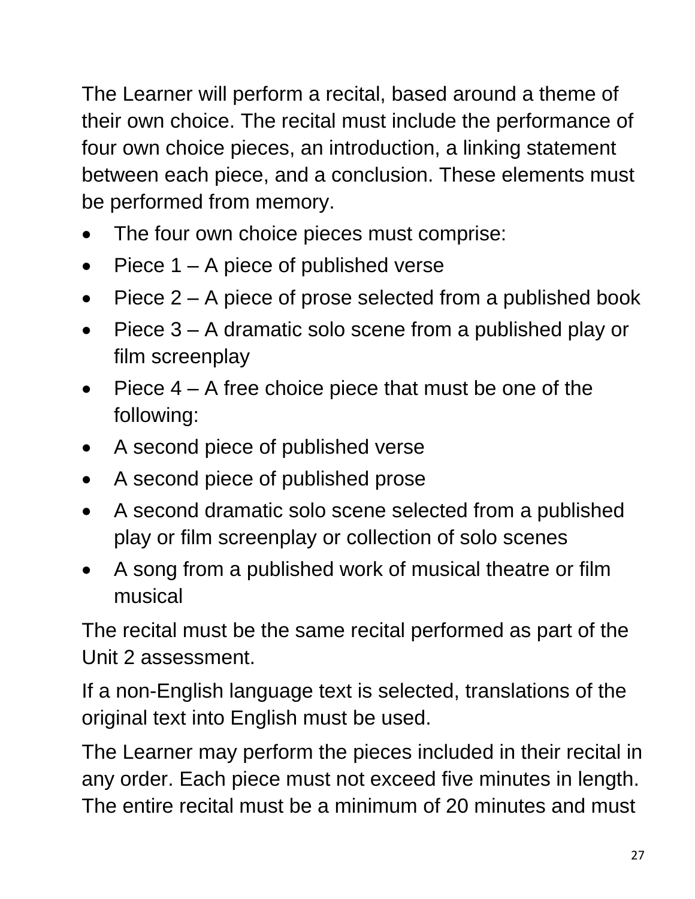The Learner will perform a recital, based around a theme of their own choice. The recital must include the performance of four own choice pieces, an introduction, a linking statement between each piece, and a conclusion. These elements must be performed from memory.

- The four own choice pieces must comprise:
- Piece 1 – A piece of published verse
- Piece 2 – A piece of prose selected from a published book
- Piece 3 – A dramatic solo scene from a published play or film screenplay
- Piece 4 – A free choice piece that must be one of the following:
- A second piece of published verse
- A second piece of published prose
- A second dramatic solo scene selected from a published play or film screenplay or collection of solo scenes
- A song from a published work of musical theatre or film musical

The recital must be the same recital performed as part of the Unit 2 assessment.

If a non-English language text is selected, translations of the original text into English must be used.

The Learner may perform the pieces included in their recital in any order. Each piece must not exceed five minutes in length. The entire recital must be a minimum of 20 minutes and must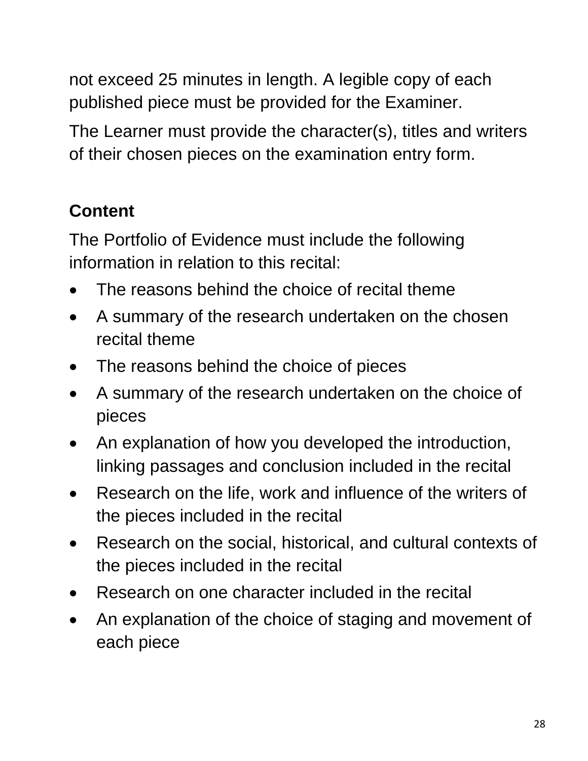not exceed 25 minutes in length. A legible copy of each published piece must be provided for the Examiner.

The Learner must provide the character(s), titles and writers of their chosen pieces on the examination entry form.

**Content**

The Portfolio of Evidence must include the following information in relation to this recital:

- The reasons behind the choice of recital theme
- A summary of the research undertaken on the chosen recital theme
- The reasons behind the choice of pieces
- A summary of the research undertaken on the choice of pieces
- An explanation of how you developed the introduction, linking passages and conclusion included in the recital
- Research on the life, work and influence of the writers of the pieces included in the recital
- Research on the social, historical, and cultural contexts of the pieces included in the recital
- Research on one character included in the recital
- An explanation of the choice of staging and movement of each piece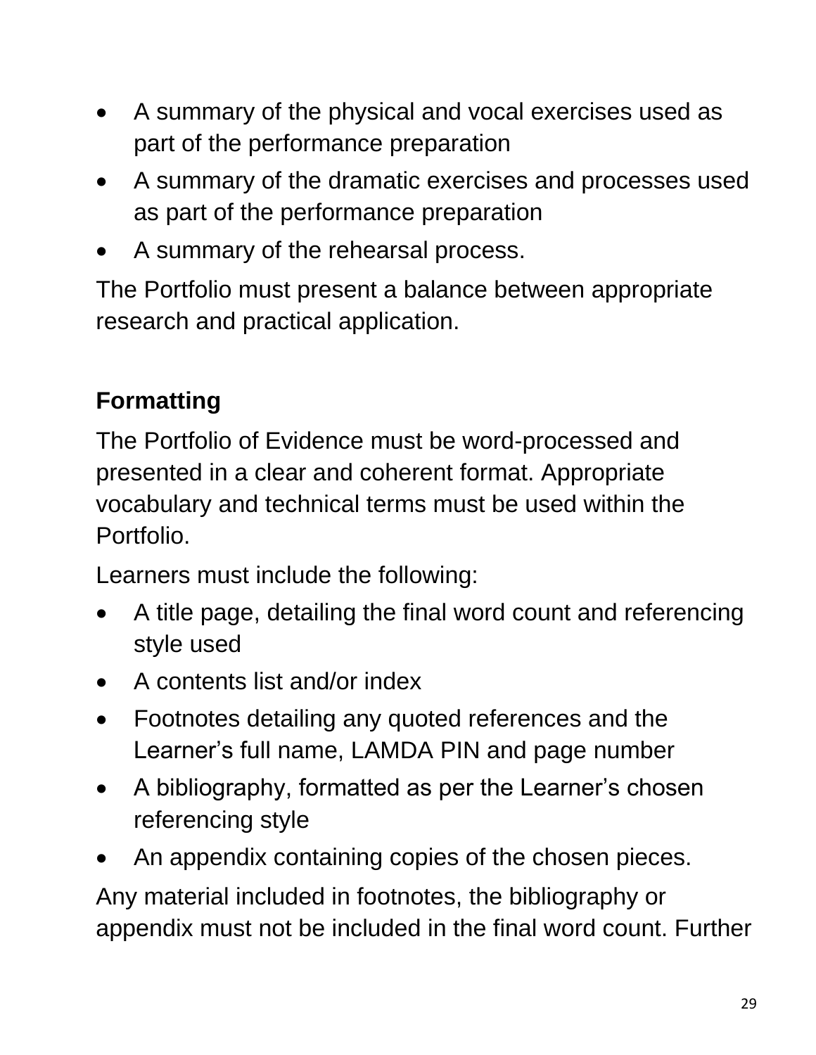- A summary of the physical and vocal exercises used as part of the performance preparation
- A summary of the dramatic exercises and processes used as part of the performance preparation
- A summary of the rehearsal process.

The Portfolio must present a balance between appropriate research and practical application.

### Formatting

The Portfolio of Evidence must be word-processed and presented in a clear and coherent format. Appropriate vocabulary and technical terms must be used within the Portfolio.

Learners must include the following:

- A title page, detailing the final word count and referencing style used
- A contents list and/or index
- Footnotes detailing any quoted references and the Learner's full name, LAMDA PIN and page number
- A bibliography, formatted as per the Learner's chosen referencing style
- An appendix containing copies of the chosen pieces.

Any material included in footnotes, the bibliography or appendix must not be included in the final word count. Further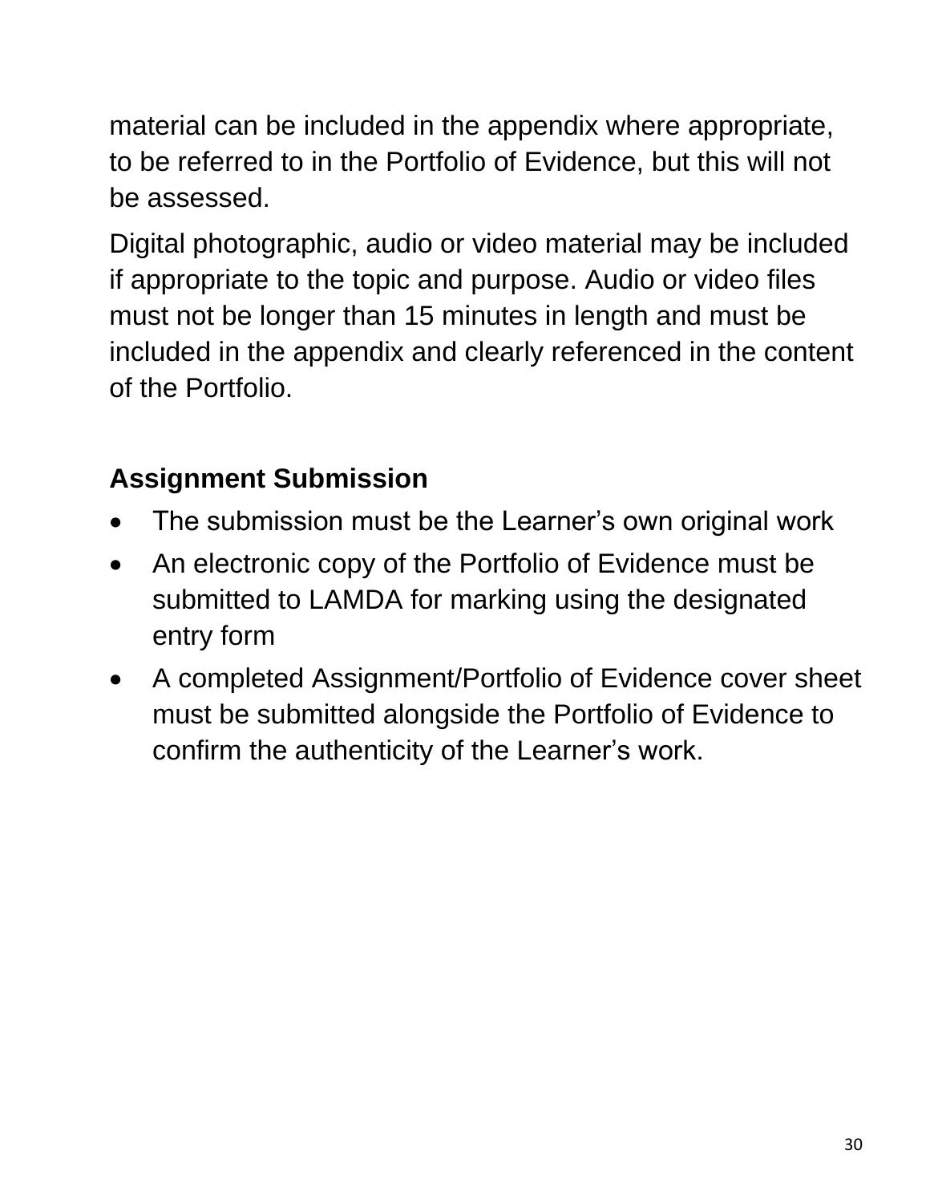material can be included in the appendix where appropriate, to be referred to in the Portfolio of Evidence, but this will not be assessed.

Digital photographic, audio or video material may be included if appropriate to the topic and purpose. Audio or video files must not be longer than 15 minutes in length and must be included in the appendix and clearly referenced in the content of the Portfolio.

**Assignment Submission**

- The submission must be the Learner's own original work
- An electronic copy of the Portfolio of Evidence must be submitted to LAMDA for marking using the designated entry form
- A completed Assignment/Portfolio of Evidence cover sheet must be submitted alongside the Portfolio of Evidence to confirm the authenticity of the Learner's work.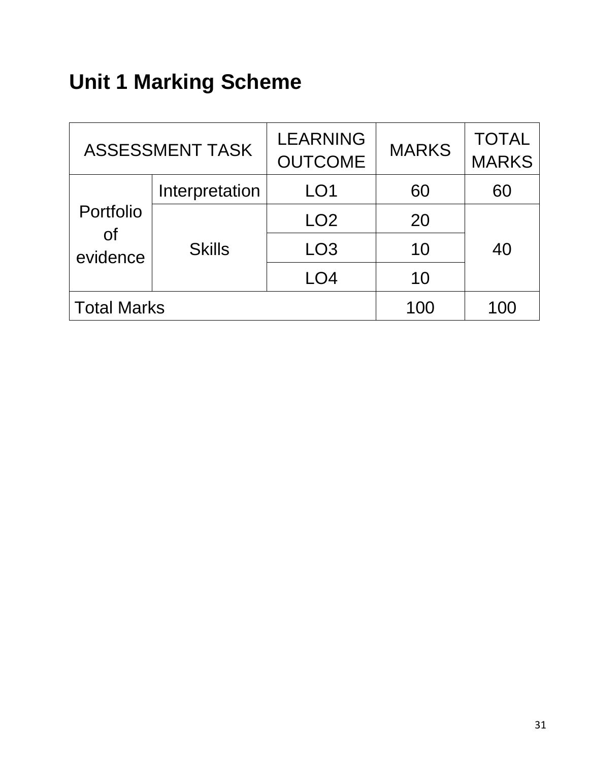# Unit 1 Marking Scheme

| ASSESSMENT TASK | | LEARNING OUTCOME | MARKS | TOTAL MARKS |
|---|---|---|---|---|
| Portfolio of evidence | Interpretation | LO1 | 60 | 60 |
| | Skills | LO2 | 20 | 40 |
| | | LO3 | 10 | |
| | | LO4 | 10 | |
| Total Marks | | | 100 | 100 |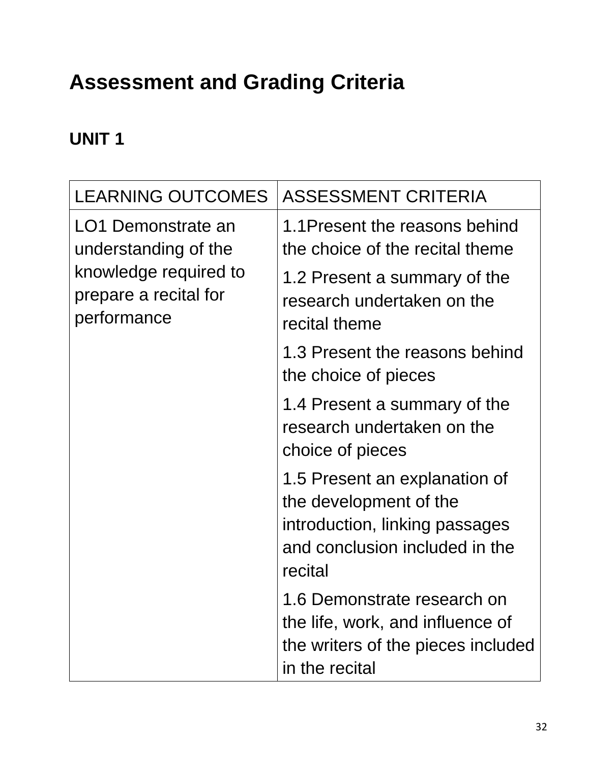# Assessment and Grading Criteria

## UNIT 1

| LEARNING OUTCOMES | ASSESSMENT CRITERIA |
|---|---|
| LO1 Demonstrate an understanding of the knowledge required to prepare a recital for performance | 1.1Present the reasons behind the choice of the recital theme |
| | 1.2 Present a summary of the research undertaken on the recital theme |
| | 1.3 Present the reasons behind the choice of pieces |
| | 1.4 Present a summary of the research undertaken on the choice of pieces |
| | 1.5 Present an explanation of the development of the introduction, linking passages and conclusion included in the recital |
| | 1.6 Demonstrate research on the life, work, and influence of the writers of the pieces included in the recital |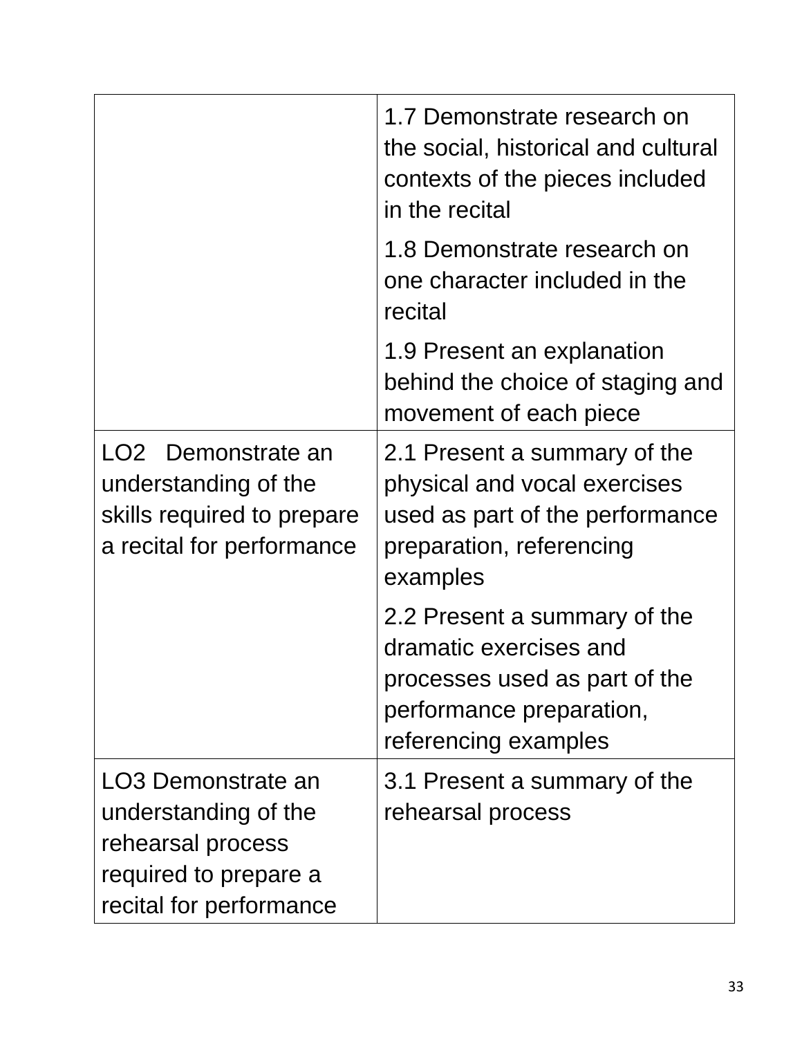| | |
|---|---|
| | 1.7 Demonstrate research on the social, historical and cultural contexts of the pieces included in the recital<br><br>1.8 Demonstrate research on one character included in the recital<br><br>1.9 Present an explanation behind the choice of staging and movement of each piece |
| LO2 Demonstrate an understanding of the skills required to prepare a recital for performance | 2.1 Present a summary of the physical and vocal exercises used as part of the performance preparation, referencing examples<br><br>2.2 Present a summary of the dramatic exercises and processes used as part of the performance preparation, referencing examples |
| LO3 Demonstrate an understanding of the rehearsal process required to prepare a recital for performance | 3.1 Present a summary of the rehearsal process |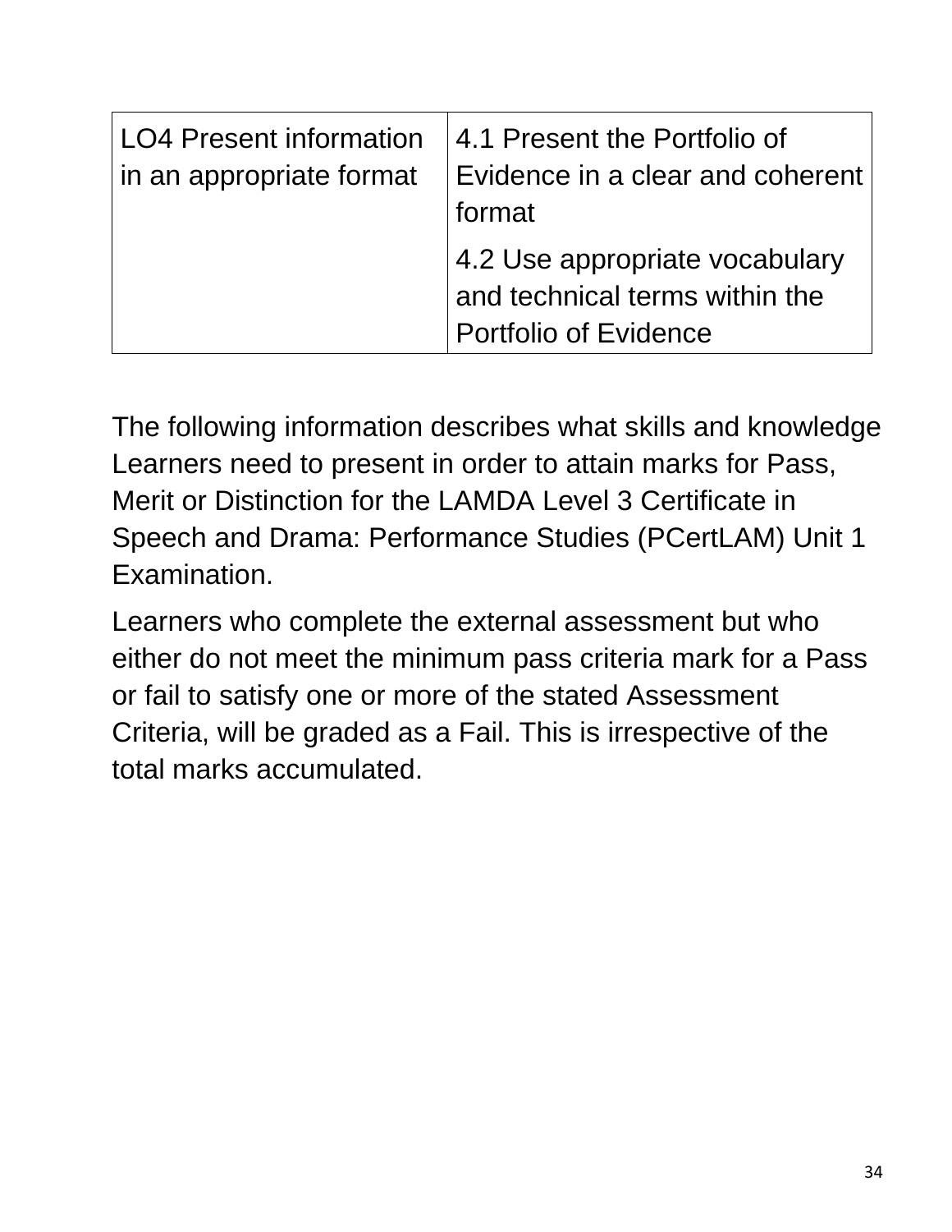| LO4 Present information in an appropriate format | 4.1 Present the Portfolio of Evidence in a clear and coherent format |
| --- | --- |
| | 4.2 Use appropriate vocabulary and technical terms within the Portfolio of Evidence |

The following information describes what skills and knowledge Learners need to present in order to attain marks for Pass, Merit or Distinction for the LAMDA Level 3 Certificate in Speech and Drama: Performance Studies (PCertLAM) Unit 1 Examination.

Learners who complete the external assessment but who either do not meet the minimum pass criteria mark for a Pass or fail to satisfy one or more of the stated Assessment Criteria, will be graded as a Fail. This is irrespective of the total marks accumulated.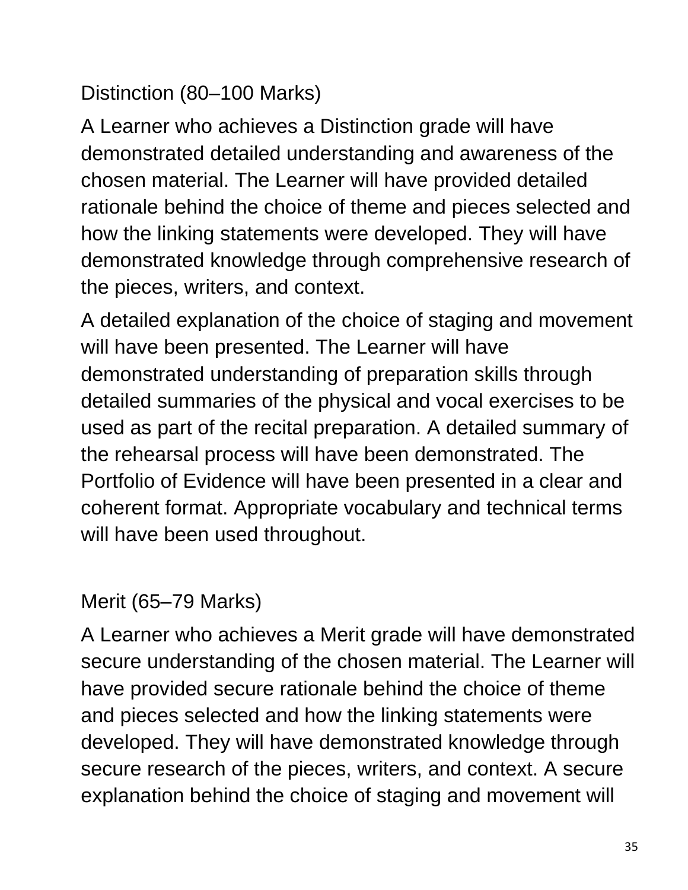### Distinction (80–100 Marks)

A Learner who achieves a Distinction grade will have demonstrated detailed understanding and awareness of the chosen material. The Learner will have provided detailed rationale behind the choice of theme and pieces selected and how the linking statements were developed. They will have demonstrated knowledge through comprehensive research of the pieces, writers, and context.

A detailed explanation of the choice of staging and movement will have been presented. The Learner will have demonstrated understanding of preparation skills through detailed summaries of the physical and vocal exercises to be used as part of the recital preparation. A detailed summary of the rehearsal process will have been demonstrated. The Portfolio of Evidence will have been presented in a clear and coherent format. Appropriate vocabulary and technical terms will have been used throughout.

### Merit (65–79 Marks)

A Learner who achieves a Merit grade will have demonstrated secure understanding of the chosen material. The Learner will have provided secure rationale behind the choice of theme and pieces selected and how the linking statements were developed. They will have demonstrated knowledge through secure research of the pieces, writers, and context. A secure explanation behind the choice of staging and movement will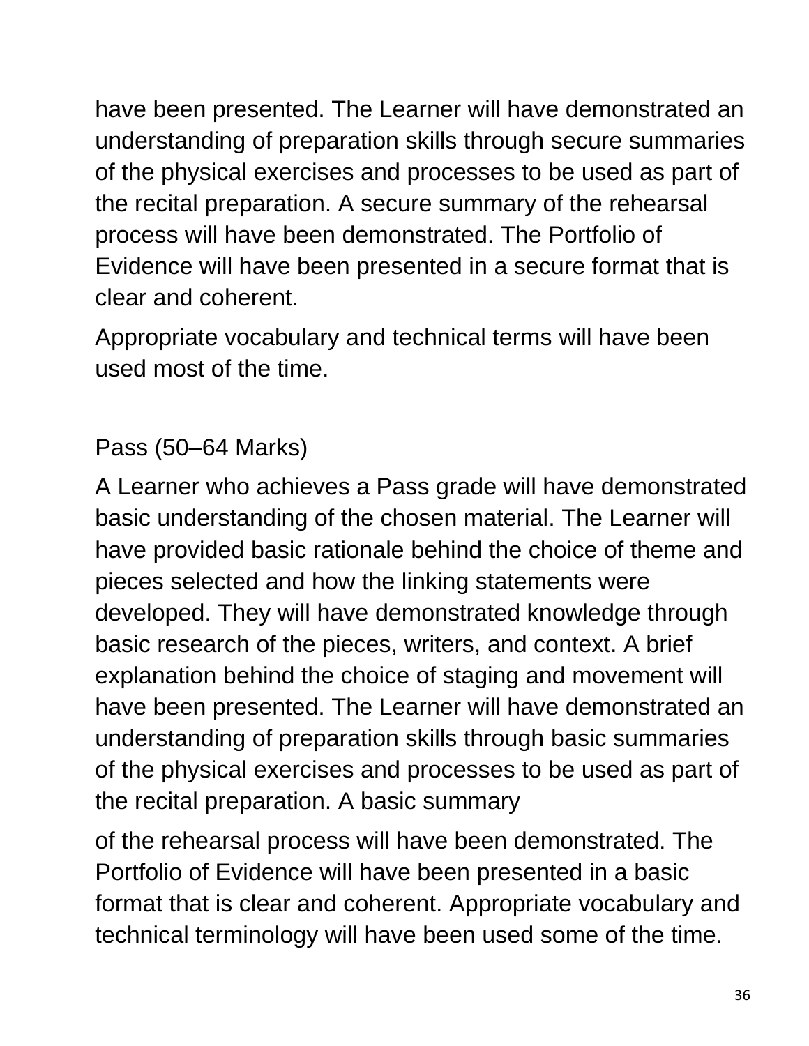have been presented. The Learner will have demonstrated an understanding of preparation skills through secure summaries of the physical exercises and processes to be used as part of the recital preparation. A secure summary of the rehearsal process will have been demonstrated. The Portfolio of Evidence will have been presented in a secure format that is clear and coherent.

Appropriate vocabulary and technical terms will have been used most of the time.

Pass (50–64 Marks)

A Learner who achieves a Pass grade will have demonstrated basic understanding of the chosen material. The Learner will have provided basic rationale behind the choice of theme and pieces selected and how the linking statements were developed. They will have demonstrated knowledge through basic research of the pieces, writers, and context. A brief explanation behind the choice of staging and movement will have been presented. The Learner will have demonstrated an understanding of preparation skills through basic summaries of the physical exercises and processes to be used as part of the recital preparation. A basic summary of the rehearsal process will have been demonstrated. The Portfolio of Evidence will have been presented in a basic format that is clear and coherent. Appropriate vocabulary and technical terminology will have been used some of the time.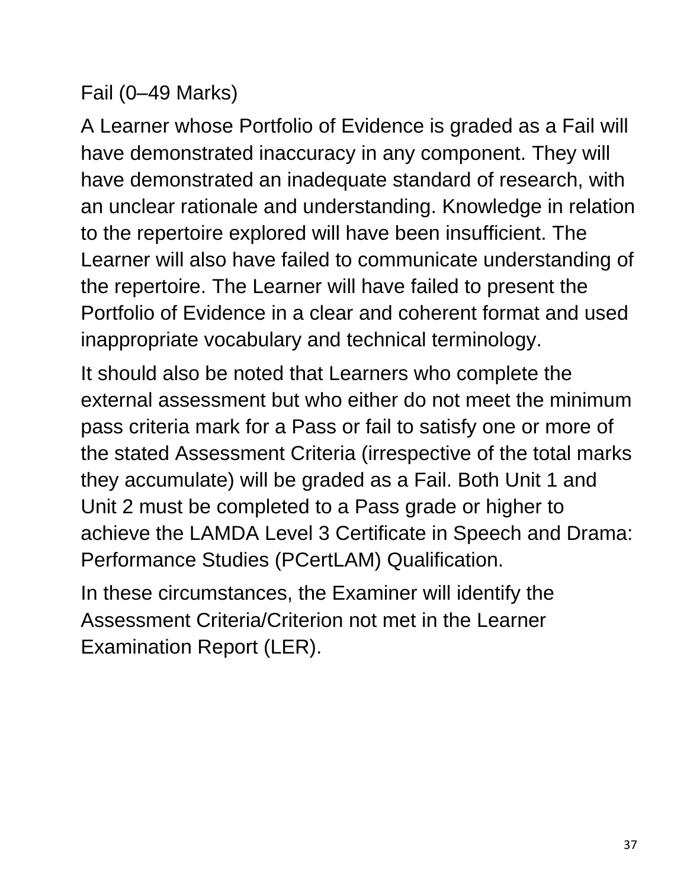### Fail (0–49 Marks)

A Learner whose Portfolio of Evidence is graded as a Fail will have demonstrated inaccuracy in any component. They will have demonstrated an inadequate standard of research, with an unclear rationale and understanding. Knowledge in relation to the repertoire explored will have been insufficient. The Learner will also have failed to communicate understanding of the repertoire. The Learner will have failed to present the Portfolio of Evidence in a clear and coherent format and used inappropriate vocabulary and technical terminology.

It should also be noted that Learners who complete the external assessment but who either do not meet the minimum pass criteria mark for a Pass or fail to satisfy one or more of the stated Assessment Criteria (irrespective of the total marks they accumulate) will be graded as a Fail. Both Unit 1 and Unit 2 must be completed to a Pass grade or higher to achieve the LAMDA Level 3 Certificate in Speech and Drama: Performance Studies (PCertLAM) Qualification.

In these circumstances, the Examiner will identify the Assessment Criteria/Criterion not met in the Learner Examination Report (LER).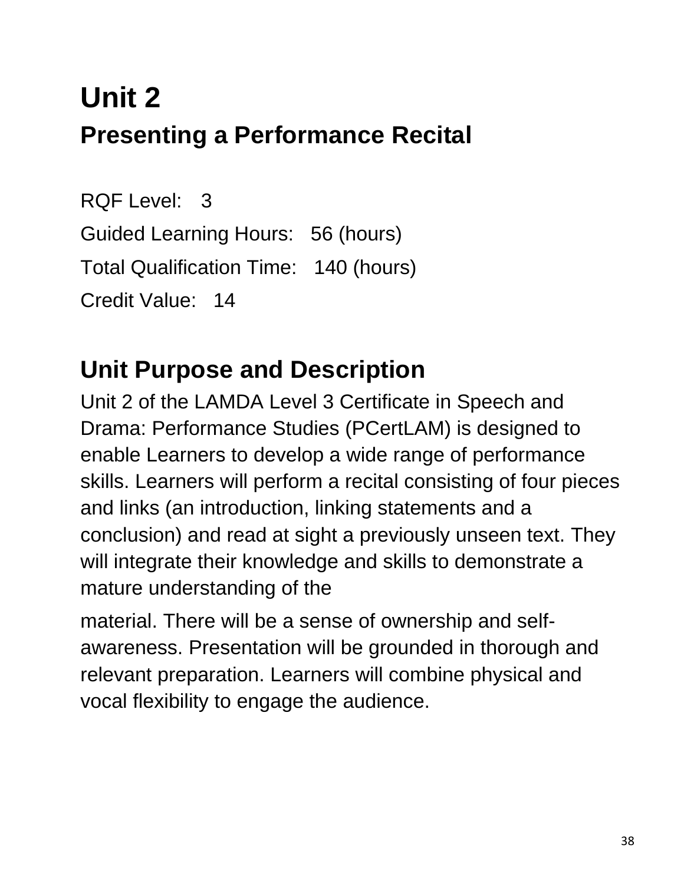# Unit 2

## Presenting a Performance Recital

RQF Level: 3

Guided Learning Hours: 56 (hours)

Total Qualification Time: 140 (hours)

Credit Value: 14

## Unit Purpose and Description

Unit 2 of the LAMDA Level 3 Certificate in Speech and Drama: Performance Studies (PCertLAM) is designed to enable Learners to develop a wide range of performance skills. Learners will perform a recital consisting of four pieces and links (an introduction, linking statements and a conclusion) and read at sight a previously unseen text. They will integrate their knowledge and skills to demonstrate a mature understanding of the material. There will be a sense of ownership and self-awareness. Presentation will be grounded in thorough and relevant preparation. Learners will combine physical and vocal flexibility to engage the audience.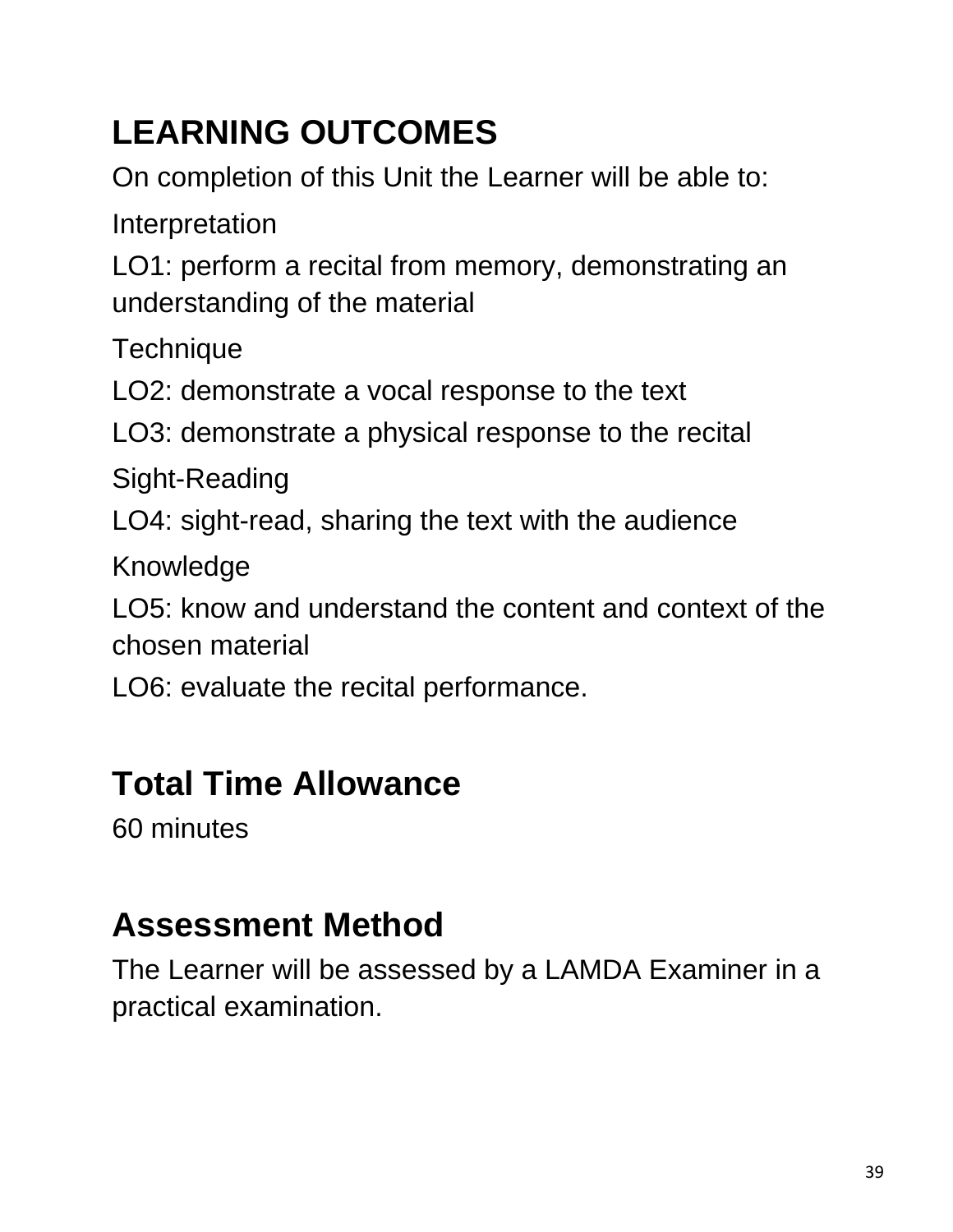## LEARNING OUTCOMES

On completion of this Unit the Learner will be able to:

Interpretation

LO1: perform a recital from memory, demonstrating an understanding of the material

Technique

LO2: demonstrate a vocal response to the text

LO3: demonstrate a physical response to the recital

Sight-Reading

LO4: sight-read, sharing the text with the audience

Knowledge

LO5: know and understand the content and context of the chosen material

LO6: evaluate the recital performance.

## Total Time Allowance

60 minutes

## Assessment Method

The Learner will be assessed by a LAMDA Examiner in a practical examination.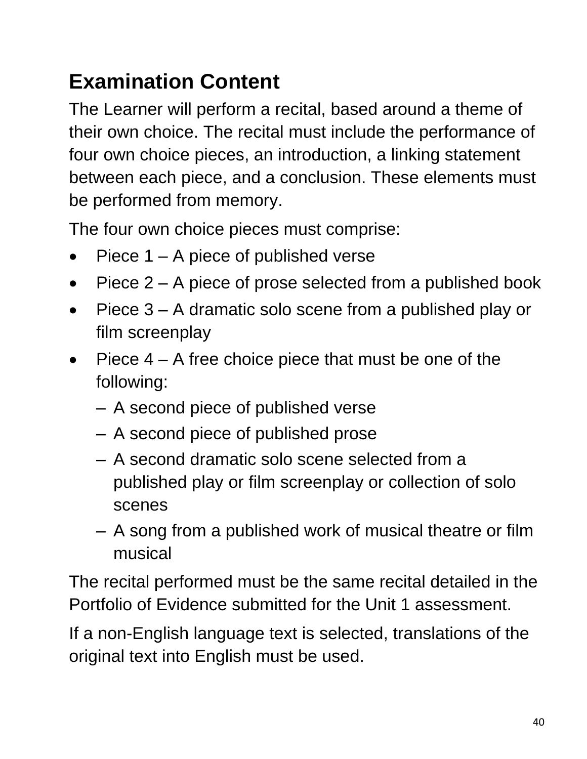## Examination Content

The Learner will perform a recital, based around a theme of their own choice. The recital must include the performance of four own choice pieces, an introduction, a linking statement between each piece, and a conclusion. These elements must be performed from memory.

The four own choice pieces must comprise:

- Piece 1 – A piece of published verse
- Piece 2 – A piece of prose selected from a published book
- Piece 3 – A dramatic solo scene from a published play or film screenplay
- Piece 4 – A free choice piece that must be one of the following:
  - A second piece of published verse
  - A second piece of published prose
  - A second dramatic solo scene selected from a published play or film screenplay or collection of solo scenes
  - A song from a published work of musical theatre or film musical

The recital performed must be the same recital detailed in the Portfolio of Evidence submitted for the Unit 1 assessment.

If a non-English language text is selected, translations of the original text into English must be used.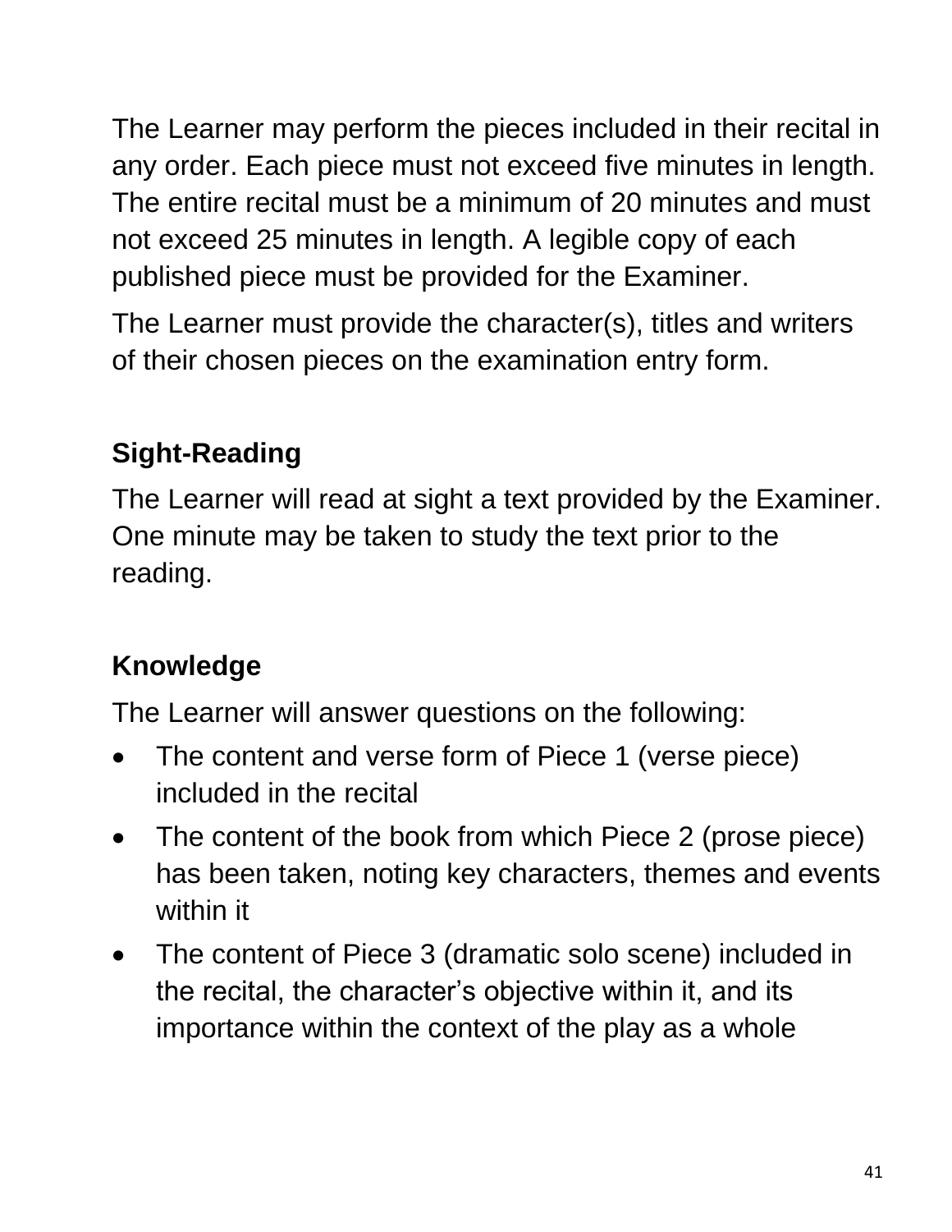The Learner may perform the pieces included in their recital in any order. Each piece must not exceed five minutes in length. The entire recital must be a minimum of 20 minutes and must not exceed 25 minutes in length. A legible copy of each published piece must be provided for the Examiner.

The Learner must provide the character(s), titles and writers of their chosen pieces on the examination entry form.

### Sight-Reading

The Learner will read at sight a text provided by the Examiner. One minute may be taken to study the text prior to the reading.

### Knowledge

The Learner will answer questions on the following:

- The content and verse form of Piece 1 (verse piece) included in the recital
- The content of the book from which Piece 2 (prose piece) has been taken, noting key characters, themes and events within it
- The content of Piece 3 (dramatic solo scene) included in the recital, the character's objective within it, and its importance within the context of the play as a whole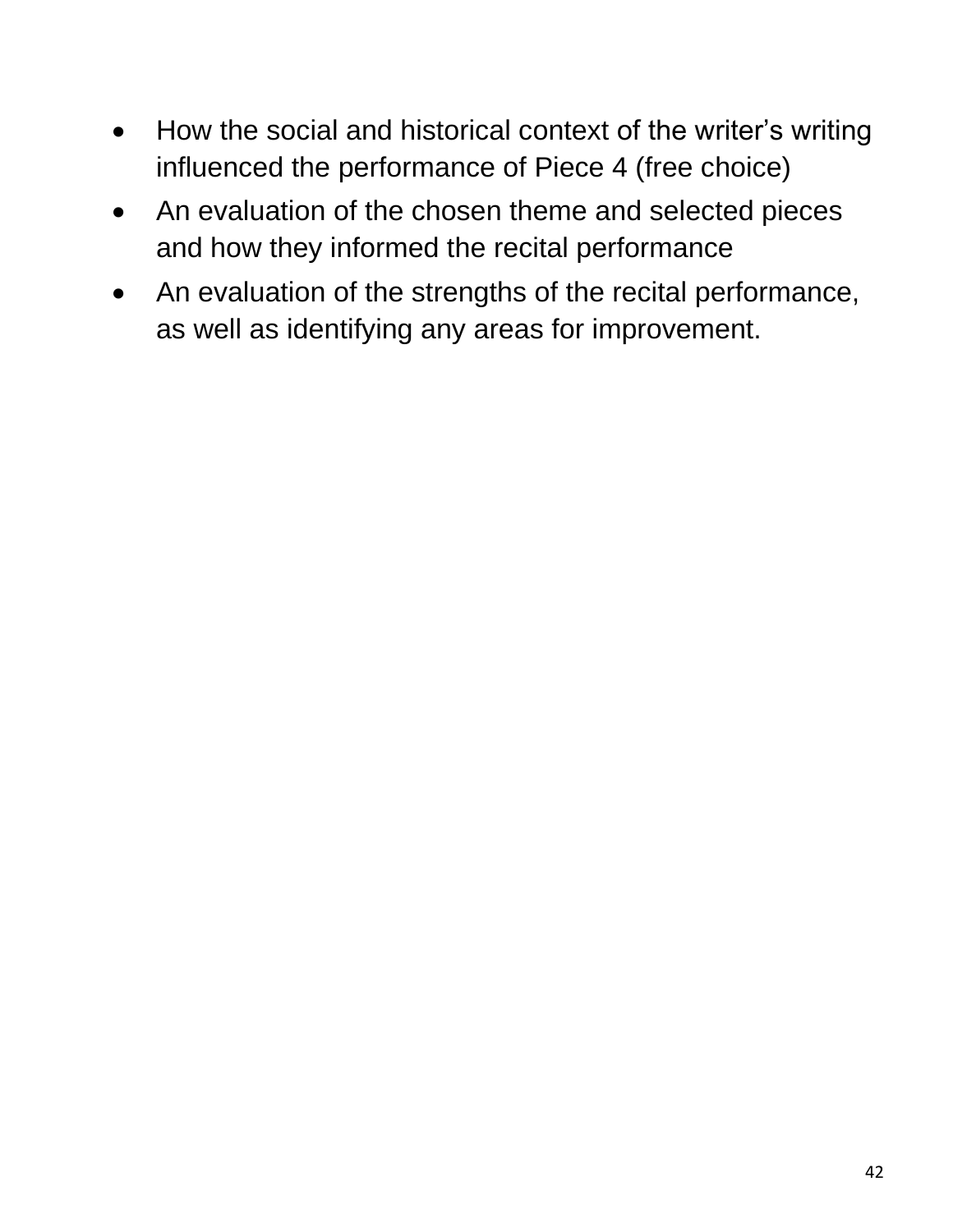- How the social and historical context of the writer's writing influenced the performance of Piece 4 (free choice)
- An evaluation of the chosen theme and selected pieces and how they informed the recital performance
- An evaluation of the strengths of the recital performance, as well as identifying any areas for improvement.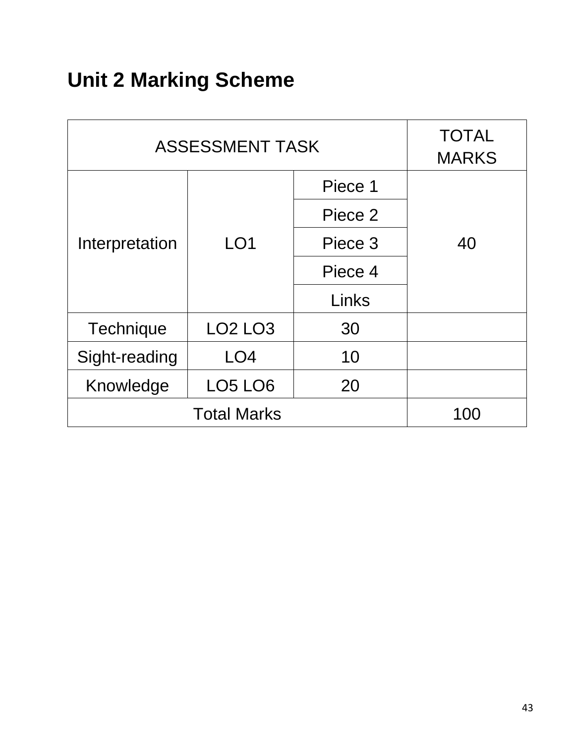# Unit 2 Marking Scheme

| ASSESSMENT TASK | | | TOTAL MARKS |
|---|---|---|---|
| Interpretation | LO1 | Piece 1 | 40 |
| | | Piece 2 | |
| | | Piece 3 | |
| | | Piece 4 | |
| | | Links | |
| Technique | LO2 LO3 | 30 | |
| Sight-reading | LO4 | 10 | |
| Knowledge | LO5 LO6 | 20 | |
| Total Marks | | | 100 |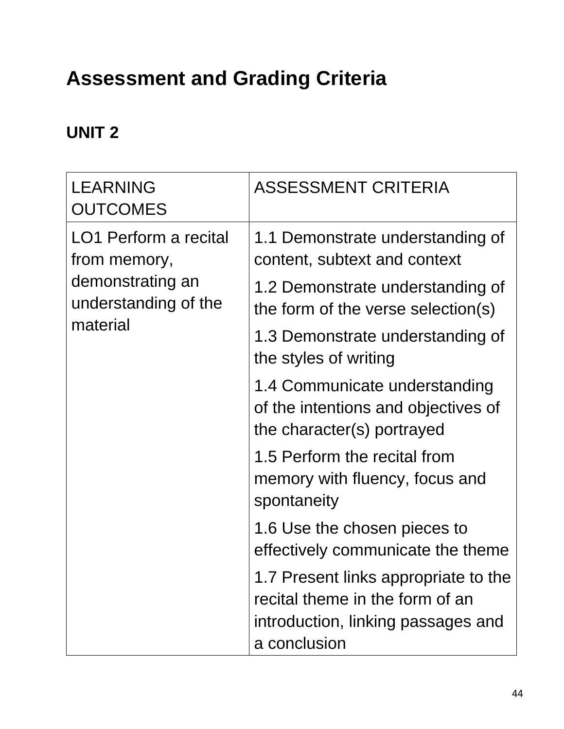# Assessment and Grading Criteria

## UNIT 2

| LEARNING OUTCOMES | ASSESSMENT CRITERIA |
|---|---|
| LO1 Perform a recital from memory, demonstrating an understanding of the material | 1.1 Demonstrate understanding of content, subtext and context |
| | 1.2 Demonstrate understanding of the form of the verse selection(s) |
| | 1.3 Demonstrate understanding of the styles of writing |
| | 1.4 Communicate understanding of the intentions and objectives of the character(s) portrayed |
| | 1.5 Perform the recital from memory with fluency, focus and spontaneity |
| | 1.6 Use the chosen pieces to effectively communicate the theme |
| | 1.7 Present links appropriate to the recital theme in the form of an introduction, linking passages and a conclusion |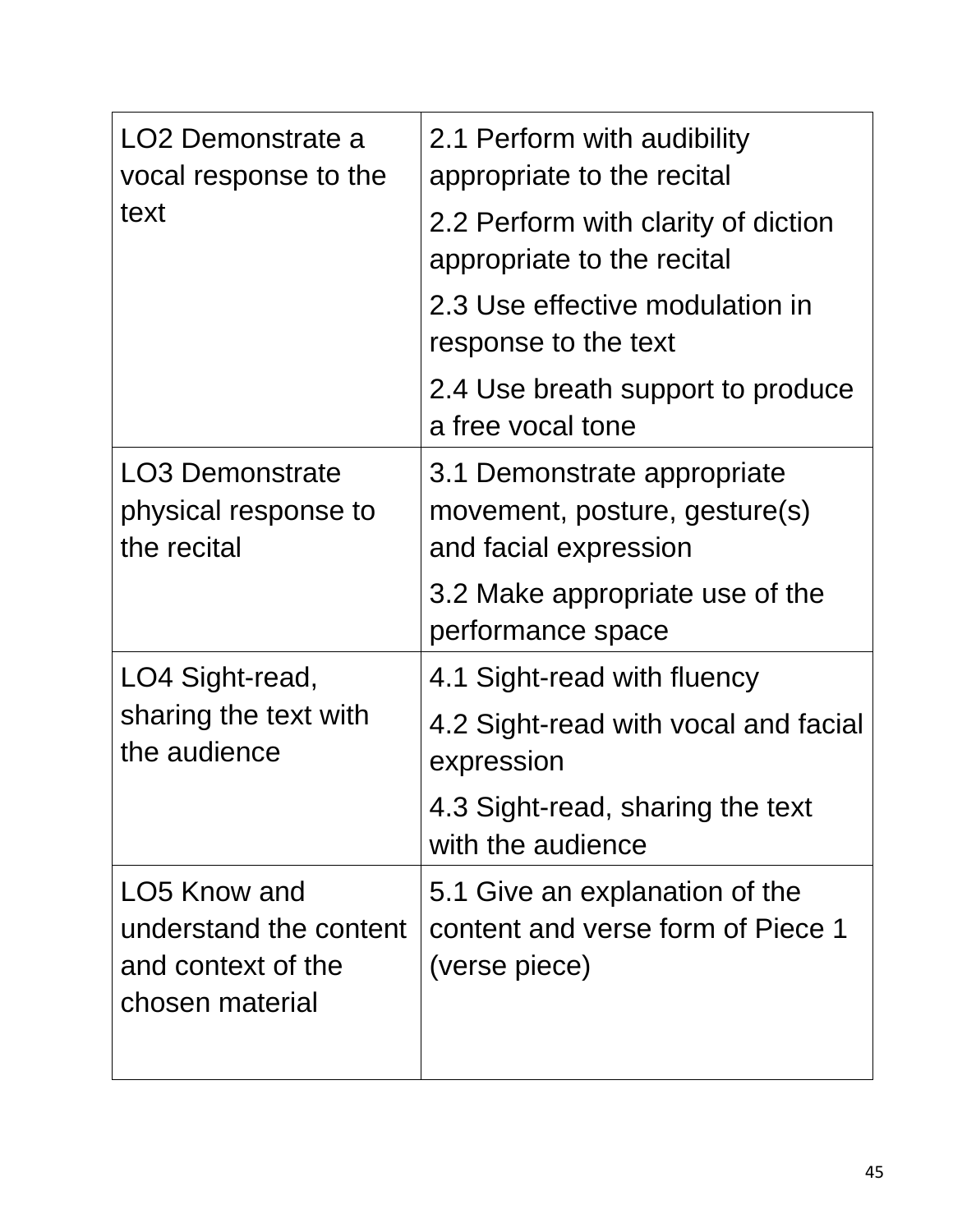| | |
|---|---|
| LO2 Demonstrate a vocal response to the text | 2.1 Perform with audibility appropriate to the recital<br>2.2 Perform with clarity of diction appropriate to the recital<br>2.3 Use effective modulation in response to the text<br>2.4 Use breath support to produce a free vocal tone |
| LO3 Demonstrate physical response to the recital | 3.1 Demonstrate appropriate movement, posture, gesture(s) and facial expression<br>3.2 Make appropriate use of the performance space |
| LO4 Sight-read, sharing the text with the audience | 4.1 Sight-read with fluency<br>4.2 Sight-read with vocal and facial expression<br>4.3 Sight-read, sharing the text with the audience |
| LO5 Know and understand the content and context of the chosen material | 5.1 Give an explanation of the content and verse form of Piece 1 (verse piece) |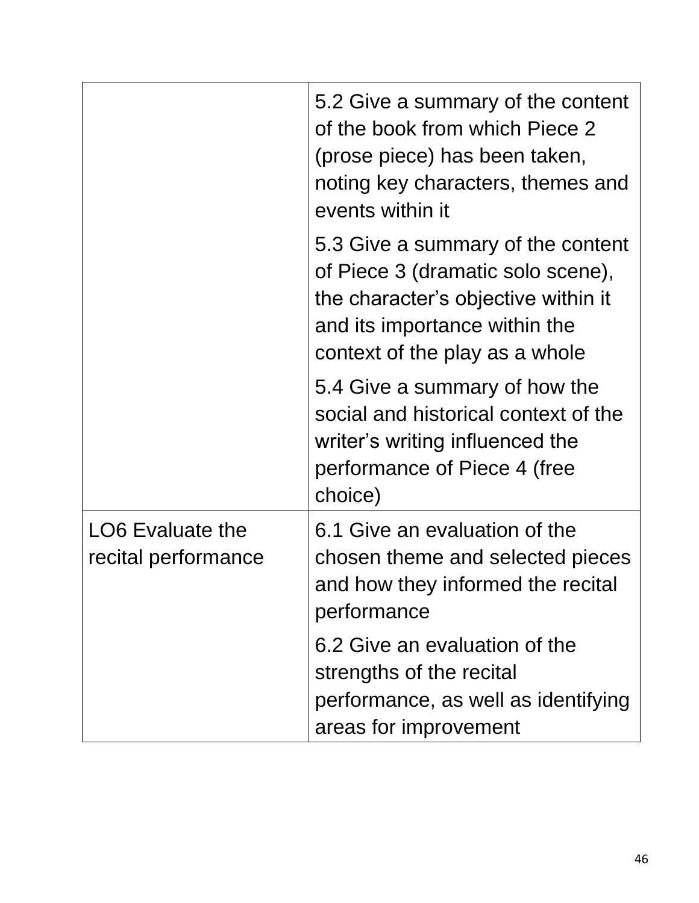| | |
|---|---|
| | 5.2 Give a summary of the content of the book from which Piece 2 (prose piece) has been taken, noting key characters, themes and events within it |
| | 5.3 Give a summary of the content of Piece 3 (dramatic solo scene), the character's objective within it and its importance within the context of the play as a whole |
| | 5.4 Give a summary of how the social and historical context of the writer's writing influenced the performance of Piece 4 (free choice) |
| LO6 Evaluate the recital performance | 6.1 Give an evaluation of the chosen theme and selected pieces and how they informed the recital performance |
| | 6.2 Give an evaluation of the strengths of the recital performance, as well as identifying areas for improvement |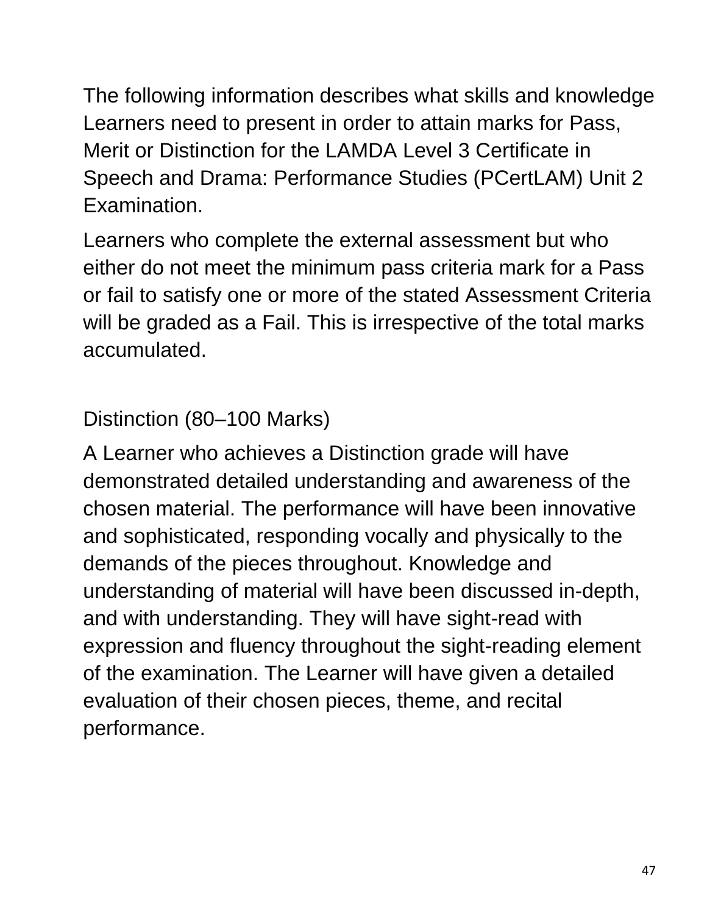The following information describes what skills and knowledge Learners need to present in order to attain marks for Pass, Merit or Distinction for the LAMDA Level 3 Certificate in Speech and Drama: Performance Studies (PCertLAM) Unit 2 Examination.

Learners who complete the external assessment but who either do not meet the minimum pass criteria mark for a Pass or fail to satisfy one or more of the stated Assessment Criteria will be graded as a Fail. This is irrespective of the total marks accumulated.

Distinction (80–100 Marks)

A Learner who achieves a Distinction grade will have demonstrated detailed understanding and awareness of the chosen material. The performance will have been innovative and sophisticated, responding vocally and physically to the demands of the pieces throughout. Knowledge and understanding of material will have been discussed in-depth, and with understanding. They will have sight-read with expression and fluency throughout the sight-reading element of the examination. The Learner will have given a detailed evaluation of their chosen pieces, theme, and recital performance.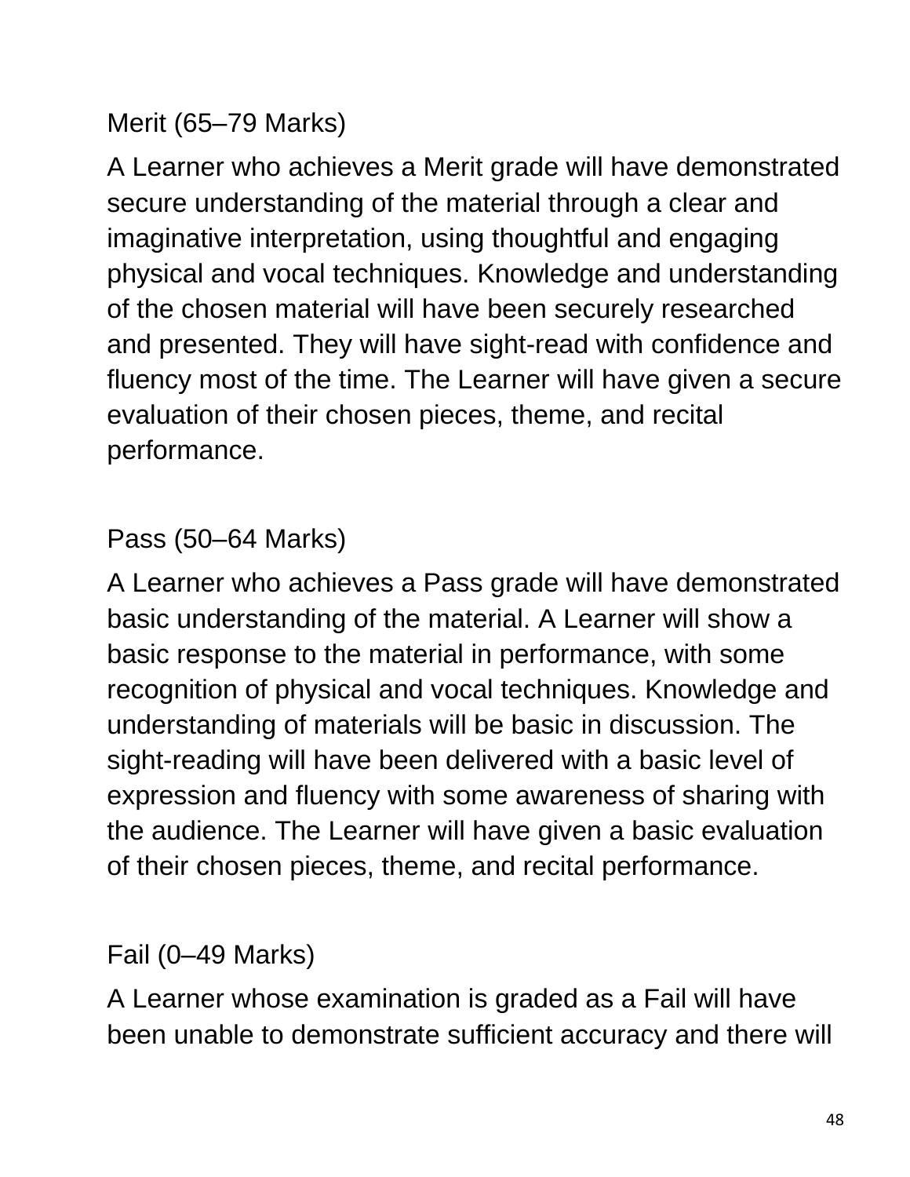Merit (65–79 Marks)

A Learner who achieves a Merit grade will have demonstrated secure understanding of the material through a clear and imaginative interpretation, using thoughtful and engaging physical and vocal techniques. Knowledge and understanding of the chosen material will have been securely researched and presented. They will have sight-read with confidence and fluency most of the time. The Learner will have given a secure evaluation of their chosen pieces, theme, and recital performance.

Pass (50–64 Marks)

A Learner who achieves a Pass grade will have demonstrated basic understanding of the material. A Learner will show a basic response to the material in performance, with some recognition of physical and vocal techniques. Knowledge and understanding of materials will be basic in discussion. The sight-reading will have been delivered with a basic level of expression and fluency with some awareness of sharing with the audience. The Learner will have given a basic evaluation of their chosen pieces, theme, and recital performance.

Fail (0–49 Marks)

A Learner whose examination is graded as a Fail will have been unable to demonstrate sufficient accuracy and there will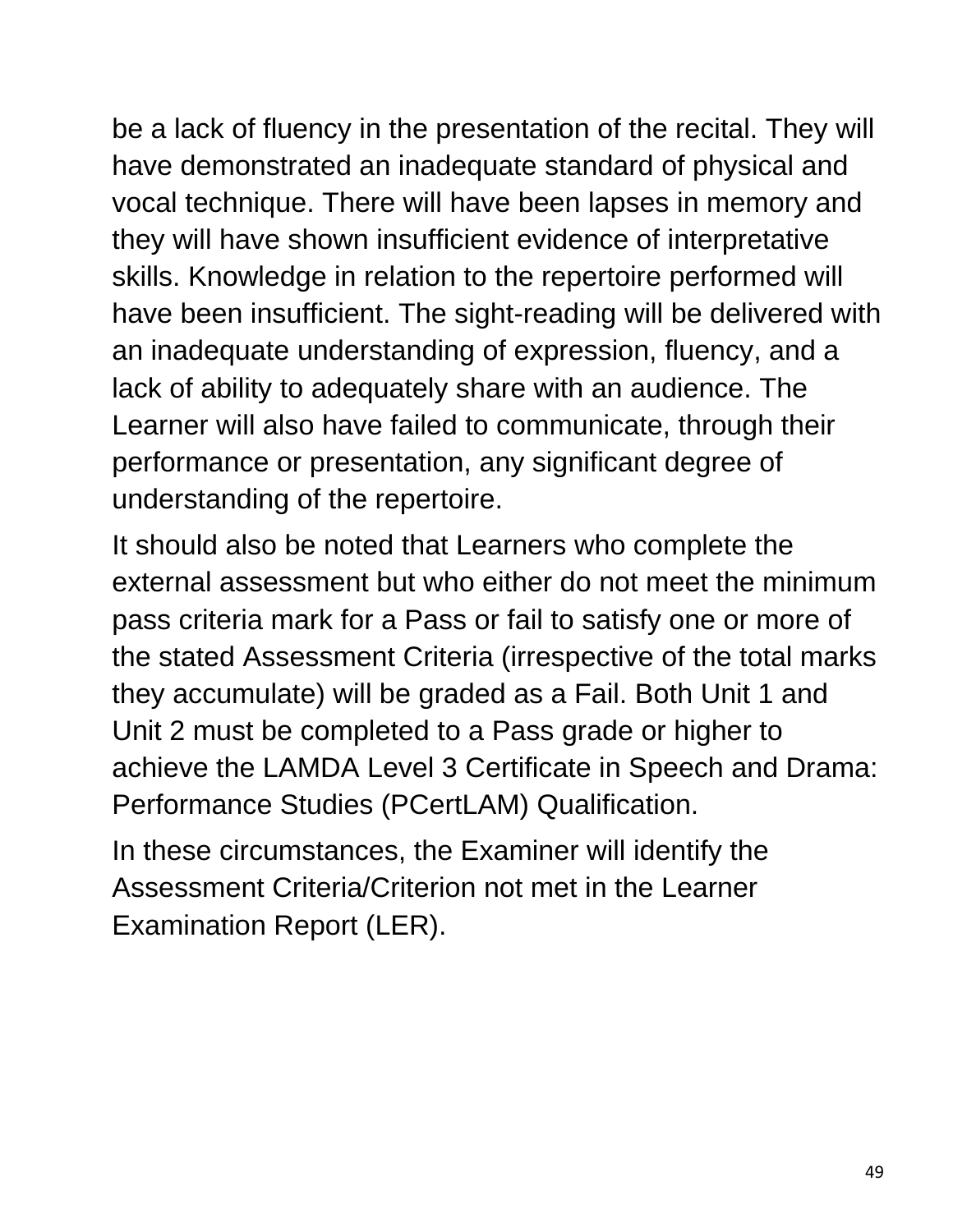be a lack of fluency in the presentation of the recital. They will have demonstrated an inadequate standard of physical and vocal technique. There will have been lapses in memory and they will have shown insufficient evidence of interpretative skills. Knowledge in relation to the repertoire performed will have been insufficient. The sight-reading will be delivered with an inadequate understanding of expression, fluency, and a lack of ability to adequately share with an audience. The Learner will also have failed to communicate, through their performance or presentation, any significant degree of understanding of the repertoire.

It should also be noted that Learners who complete the external assessment but who either do not meet the minimum pass criteria mark for a Pass or fail to satisfy one or more of the stated Assessment Criteria (irrespective of the total marks they accumulate) will be graded as a Fail. Both Unit 1 and Unit 2 must be completed to a Pass grade or higher to achieve the LAMDA Level 3 Certificate in Speech and Drama: Performance Studies (PCertLAM) Qualification.

In these circumstances, the Examiner will identify the Assessment Criteria/Criterion not met in the Learner Examination Report (LER).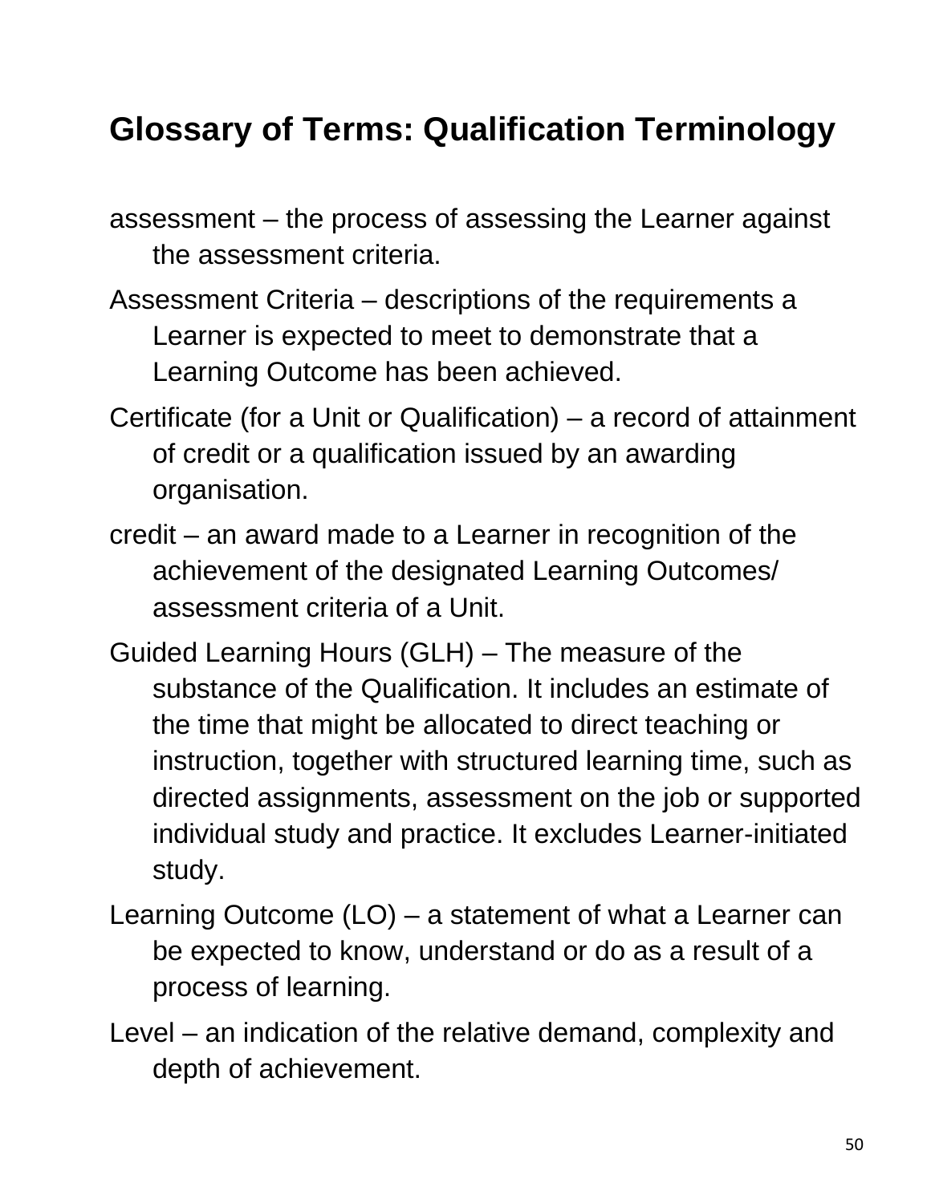# Glossary of Terms: Qualification Terminology

assessment – the process of assessing the Learner against the assessment criteria.

Assessment Criteria – descriptions of the requirements a Learner is expected to meet to demonstrate that a Learning Outcome has been achieved.

Certificate (for a Unit or Qualification) – a record of attainment of credit or a qualification issued by an awarding organisation.

credit – an award made to a Learner in recognition of the achievement of the designated Learning Outcomes/ assessment criteria of a Unit.

Guided Learning Hours (GLH) – The measure of the substance of the Qualification. It includes an estimate of the time that might be allocated to direct teaching or instruction, together with structured learning time, such as directed assignments, assessment on the job or supported individual study and practice. It excludes Learner-initiated study.

Learning Outcome (LO) – a statement of what a Learner can be expected to know, understand or do as a result of a process of learning.

Level – an indication of the relative demand, complexity and depth of achievement.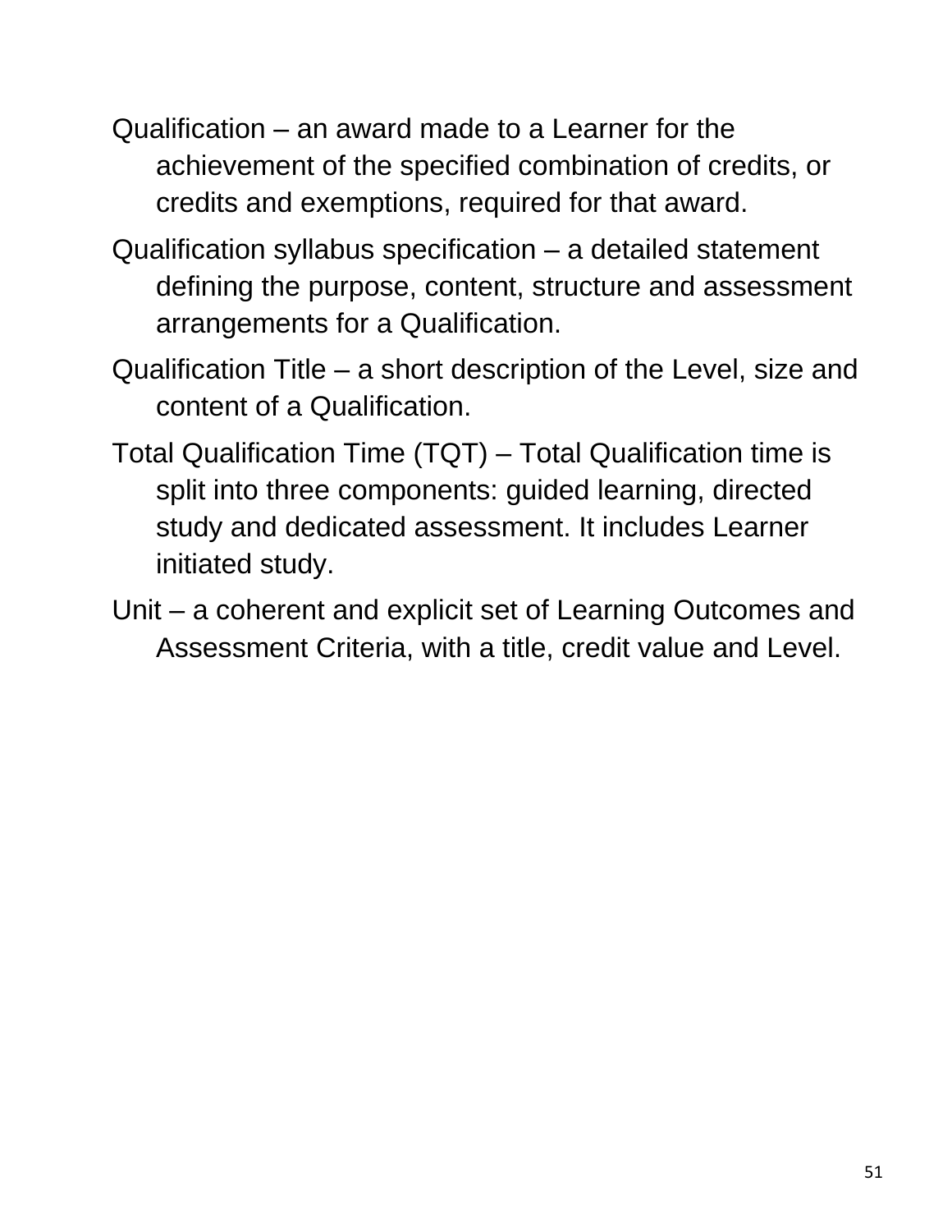Qualification – an award made to a Learner for the achievement of the specified combination of credits, or credits and exemptions, required for that award.

Qualification syllabus specification – a detailed statement defining the purpose, content, structure and assessment arrangements for a Qualification.

Qualification Title – a short description of the Level, size and content of a Qualification.

Total Qualification Time (TQT) – Total Qualification time is split into three components: guided learning, directed study and dedicated assessment. It includes Learner initiated study.

Unit – a coherent and explicit set of Learning Outcomes and Assessment Criteria, with a title, credit value and Level.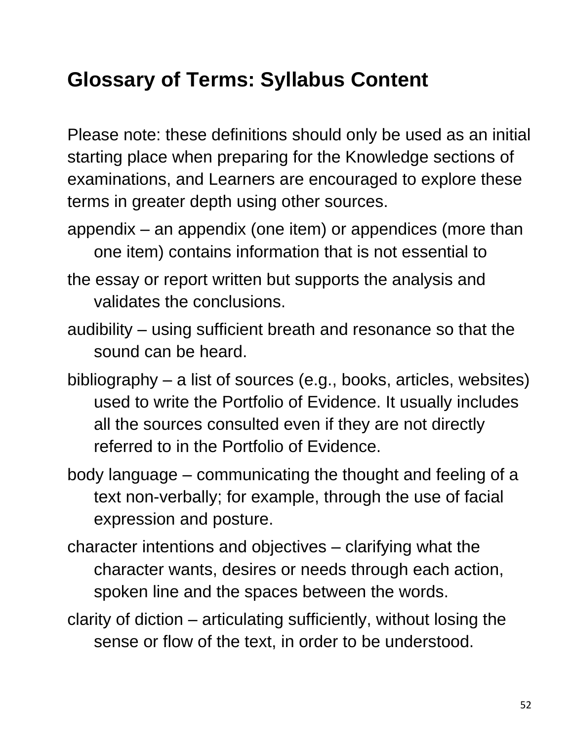# Glossary of Terms: Syllabus Content

Please note: these definitions should only be used as an initial starting place when preparing for the Knowledge sections of examinations, and Learners are encouraged to explore these terms in greater depth using other sources.

appendix – an appendix (one item) or appendices (more than one item) contains information that is not essential to

the essay or report written but supports the analysis and validates the conclusions.

audibility – using sufficient breath and resonance so that the sound can be heard.

bibliography – a list of sources (e.g., books, articles, websites) used to write the Portfolio of Evidence. It usually includes all the sources consulted even if they are not directly referred to in the Portfolio of Evidence.

body language – communicating the thought and feeling of a text non-verbally; for example, through the use of facial expression and posture.

character intentions and objectives – clarifying what the character wants, desires or needs through each action, spoken line and the spaces between the words.

clarity of diction – articulating sufficiently, without losing the sense or flow of the text, in order to be understood.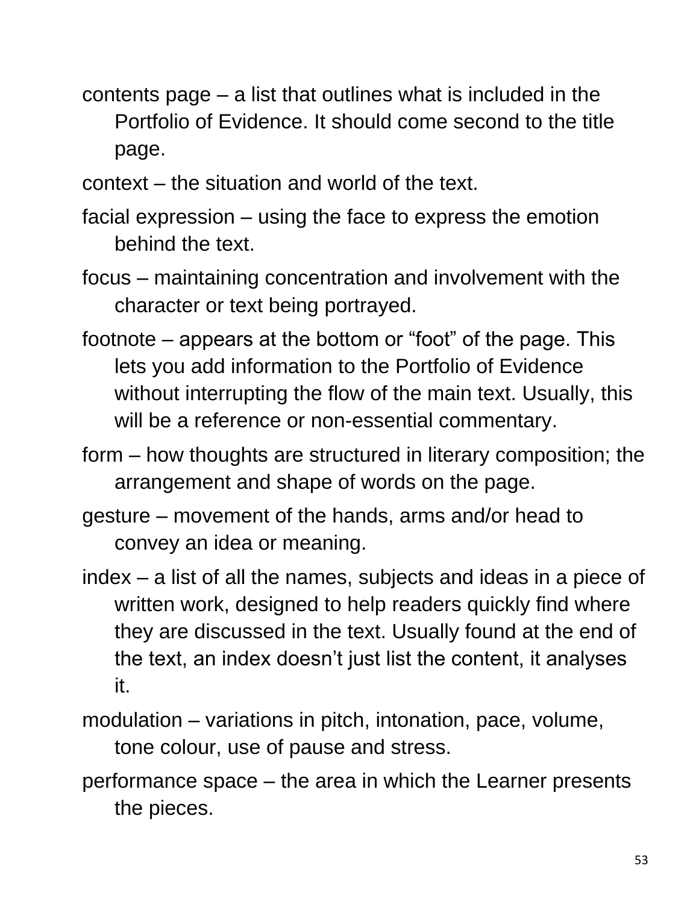contents page – a list that outlines what is included in the Portfolio of Evidence. It should come second to the title page.

context – the situation and world of the text.

facial expression – using the face to express the emotion behind the text.

focus – maintaining concentration and involvement with the character or text being portrayed.

footnote – appears at the bottom or "foot" of the page. This lets you add information to the Portfolio of Evidence without interrupting the flow of the main text. Usually, this will be a reference or non-essential commentary.

form – how thoughts are structured in literary composition; the arrangement and shape of words on the page.

gesture – movement of the hands, arms and/or head to convey an idea or meaning.

index – a list of all the names, subjects and ideas in a piece of written work, designed to help readers quickly find where they are discussed in the text. Usually found at the end of the text, an index doesn't just list the content, it analyses it.

modulation – variations in pitch, intonation, pace, volume, tone colour, use of pause and stress.

performance space – the area in which the Learner presents the pieces.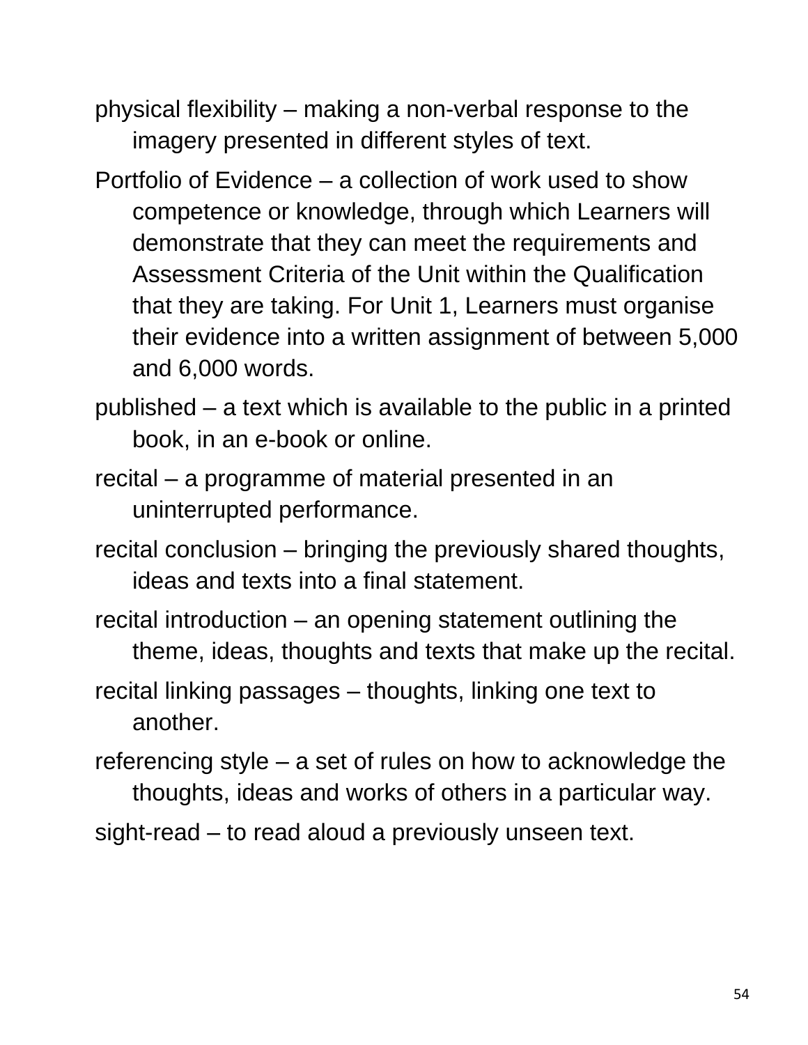physical flexibility – making a non-verbal response to the imagery presented in different styles of text.

Portfolio of Evidence – a collection of work used to show competence or knowledge, through which Learners will demonstrate that they can meet the requirements and Assessment Criteria of the Unit within the Qualification that they are taking. For Unit 1, Learners must organise their evidence into a written assignment of between 5,000 and 6,000 words.

published – a text which is available to the public in a printed book, in an e-book or online.

recital – a programme of material presented in an uninterrupted performance.

recital conclusion – bringing the previously shared thoughts, ideas and texts into a final statement.

recital introduction – an opening statement outlining the theme, ideas, thoughts and texts that make up the recital.

recital linking passages – thoughts, linking one text to another.

referencing style – a set of rules on how to acknowledge the thoughts, ideas and works of others in a particular way.

sight-read – to read aloud a previously unseen text.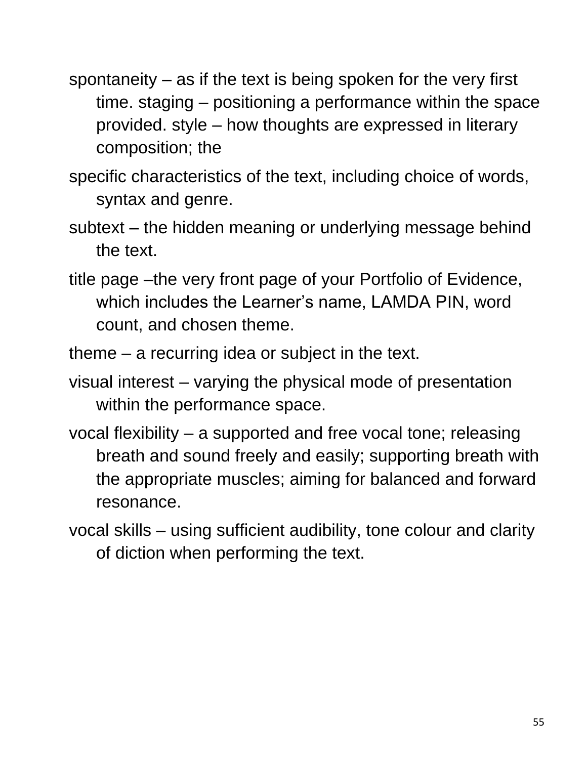spontaneity – as if the text is being spoken for the very first time. staging – positioning a performance within the space provided. style – how thoughts are expressed in literary composition; the

specific characteristics of the text, including choice of words, syntax and genre.

subtext – the hidden meaning or underlying message behind the text.

title page –the very front page of your Portfolio of Evidence, which includes the Learner's name, LAMDA PIN, word count, and chosen theme.

theme – a recurring idea or subject in the text.

visual interest – varying the physical mode of presentation within the performance space.

vocal flexibility – a supported and free vocal tone; releasing breath and sound freely and easily; supporting breath with the appropriate muscles; aiming for balanced and forward resonance.

vocal skills – using sufficient audibility, tone colour and clarity of diction when performing the text.